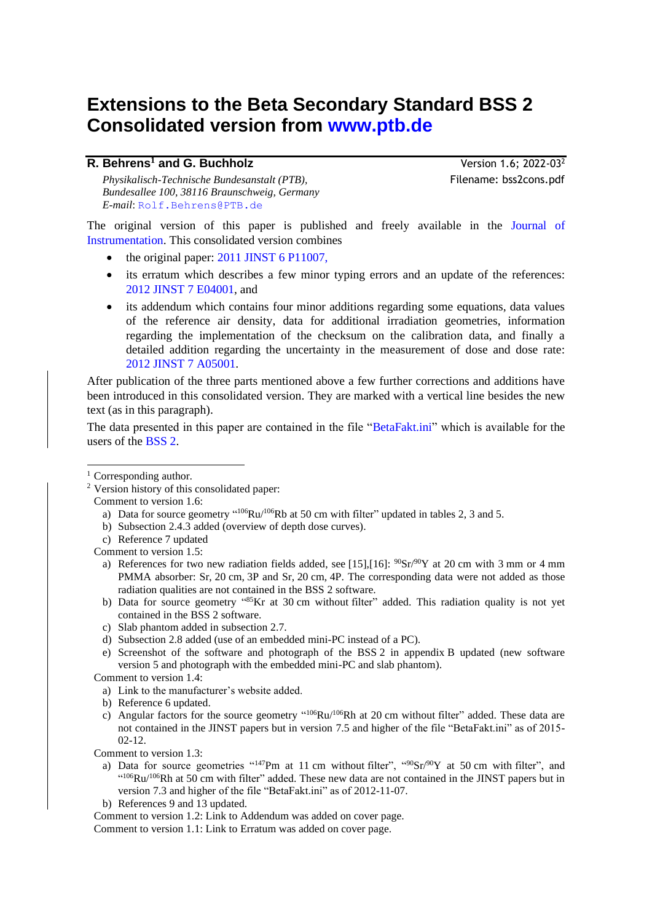# Extensions to the Beta Secondary Standard BSS 2 Consolidated version from www.ptb.de

**R. Behrens[1] and G. Buchholz**

Version 1.6; 2022-03[2]

Filename: bss2cons.pdf

*Physikalisch-Technische Bundesanstalt (PTB), Bundesallee 100, 38116 Braunschweig, Germany*
*E-mail*: Rolf.Behrens@PTB.de

The original version of this paper is published and freely available in the Journal of Instrumentation. This consolidated version combines

- the original paper: 2011 JINST 6 P11007,
- its erratum which describes a few minor typing errors and an update of the references: 2012 JINST 7 E04001, and
- its addendum which contains four minor additions regarding some equations, data values of the reference air density, data for additional irradiation geometries, information regarding the implementation of the checksum on the calibration data, and finally a detailed addition regarding the uncertainty in the measurement of dose and dose rate: 2012 JINST 7 A05001.

After publication of the three parts mentioned above a few further corrections and additions have been introduced in this consolidated version. They are marked with a vertical line besides the new text (as in this paragraph).

The data presented in this paper are contained in the file "BetaFakt.ini" which is available for the users of the BSS 2.

---

[1] Corresponding author.

[2] Version history of this consolidated paper:

Comment to version 1.6:

a) Data for source geometry "$^{106}$Ru/$^{106}$Rb at 50 cm with filter" updated in tables 2, 3 and 5.
b) Subsection 2.4.3 added (overview of depth dose curves).
c) Reference 7 updated

Comment to version 1.5:

a) References for two new radiation fields added, see [15],[16]: $^{90}$Sr/$^{90}$Y at 20 cm with 3 mm or 4 mm PMMA absorber: Sr, 20 cm, 3P and Sr, 20 cm, 4P. The corresponding data were not added as those radiation qualities are not contained in the BSS 2 software.
b) Data for source geometry "$^{85}$Kr at 30 cm without filter" added. This radiation quality is not yet contained in the BSS 2 software.
c) Slab phantom added in subsection 2.7.
d) Subsection 2.8 added (use of an embedded mini-PC instead of a PC).
e) Screenshot of the software and photograph of the BSS 2 in appendix B updated (new software version 5 and photograph with the embedded mini-PC and slab phantom).

Comment to version 1.4:

a) Link to the manufacturer's website added.
b) Reference 6 updated.
c) Angular factors for the source geometry "$^{106}$Ru/$^{106}$Rh at 20 cm without filter" added. These data are not contained in the JINST papers but in version 7.5 and higher of the file "BetaFakt.ini" as of 2015-02-12.

Comment to version 1.3:

a) Data for source geometries "$^{147}$Pm at 11 cm without filter", "$^{90}$Sr/$^{90}$Y at 50 cm with filter", and "$^{106}$Ru/$^{106}$Rh at 50 cm with filter" added. These new data are not contained in the JINST papers but in version 7.3 and higher of the file "BetaFakt.ini" as of 2012-11-07.
b) References 9 and 13 updated.

Comment to version 1.2: Link to Addendum was added on cover page.

Comment to version 1.1: Link to Erratum was added on cover page.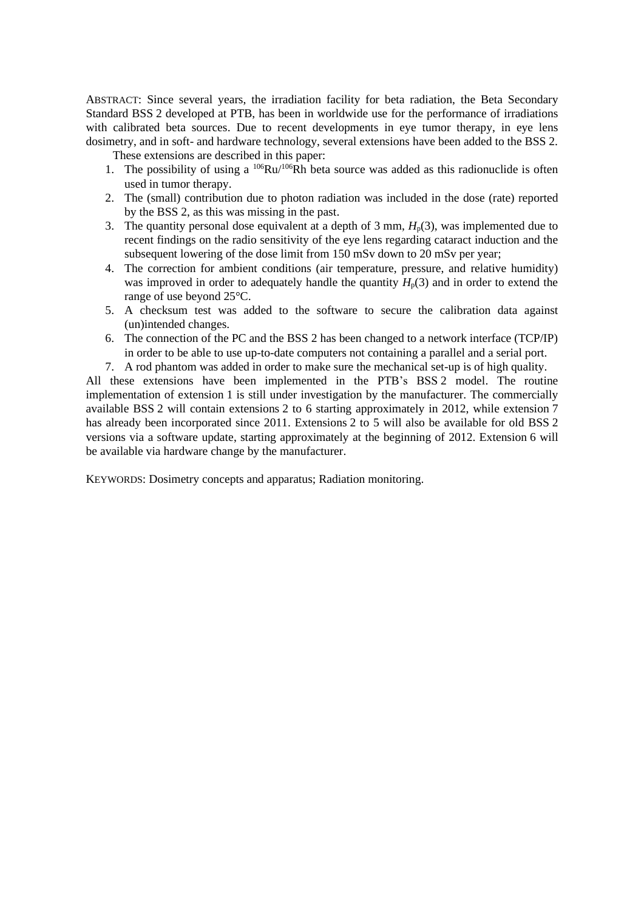ABSTRACT: Since several years, the irradiation facility for beta radiation, the Beta Secondary Standard BSS 2 developed at PTB, has been in worldwide use for the performance of irradiations with calibrated beta sources. Due to recent developments in eye tumor therapy, in eye lens dosimetry, and in soft- and hardware technology, several extensions have been added to the BSS 2.

These extensions are described in this paper:

1. The possibility of using a $^{106}$Ru/$^{106}$Rh beta source was added as this radionuclide is often used in tumor therapy.
2. The (small) contribution due to photon radiation was included in the dose (rate) reported by the BSS 2, as this was missing in the past.
3. The quantity personal dose equivalent at a depth of 3 mm, $H_p(3)$, was implemented due to recent findings on the radio sensitivity of the eye lens regarding cataract induction and the subsequent lowering of the dose limit from 150 mSv down to 20 mSv per year;
4. The correction for ambient conditions (air temperature, pressure, and relative humidity) was improved in order to adequately handle the quantity $H_p(3)$ and in order to extend the range of use beyond 25°C.
5. A checksum test was added to the software to secure the calibration data against (un)intended changes.
6. The connection of the PC and the BSS 2 has been changed to a network interface (TCP/IP) in order to be able to use up-to-date computers not containing a parallel and a serial port.
7. A rod phantom was added in order to make sure the mechanical set-up is of high quality.

All these extensions have been implemented in the PTB's BSS 2 model. The routine implementation of extension 1 is still under investigation by the manufacturer. The commercially available BSS 2 will contain extensions 2 to 6 starting approximately in 2012, while extension 7 has already been incorporated since 2011. Extensions 2 to 5 will also be available for old BSS 2 versions via a software update, starting approximately at the beginning of 2012. Extension 6 will be available via hardware change by the manufacturer.

KEYWORDS: Dosimetry concepts and apparatus; Radiation monitoring.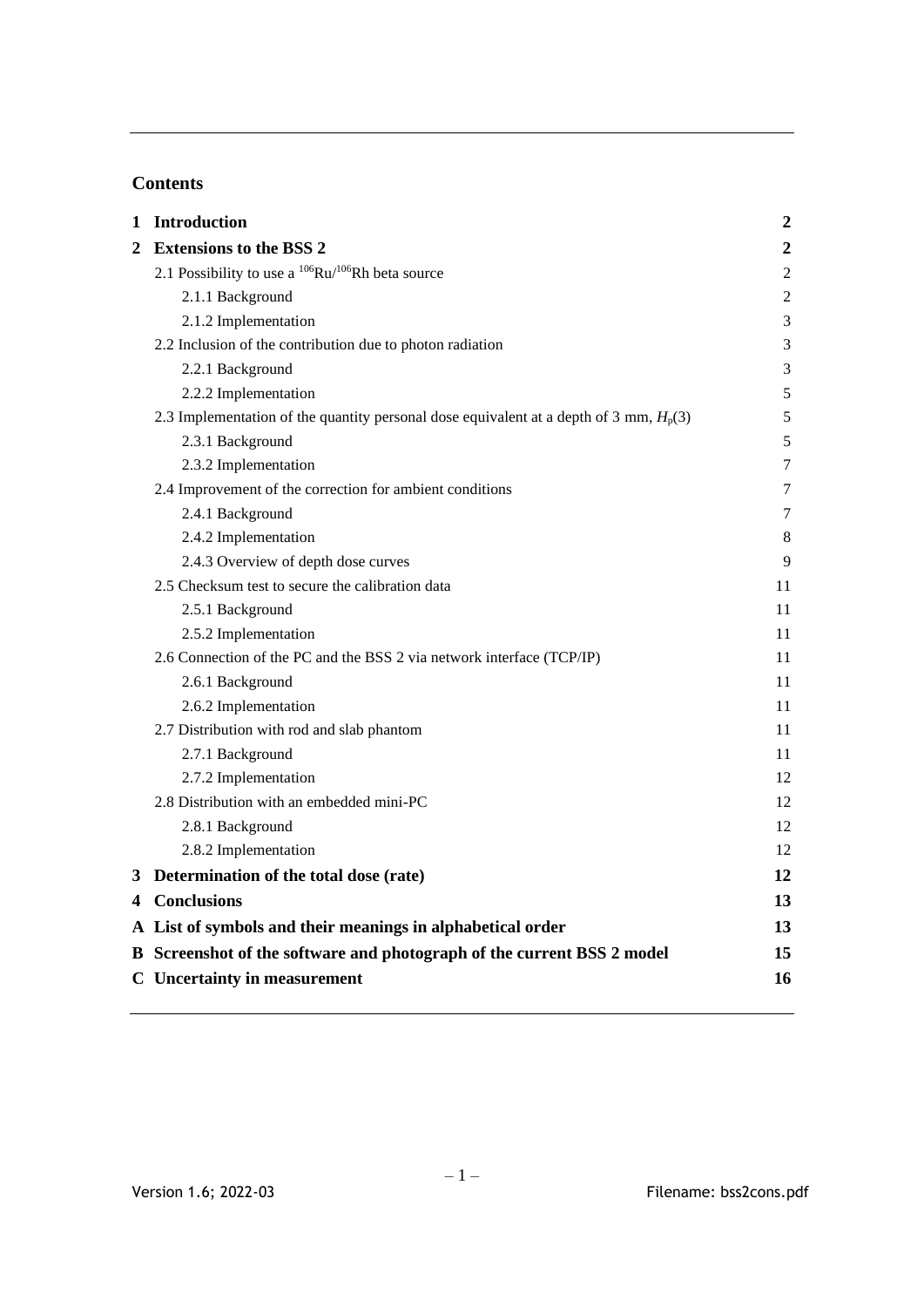## Contents

| | | |
|---|---|---|
| **1** | **Introduction** | **2** |
| **2** | **Extensions to the BSS 2** | **2** |
| | 2.1 Possibility to use a $^{106}$Ru/$^{106}$Rh beta source | 2 |
| | 2.1.1 Background | 2 |
| | 2.1.2 Implementation | 3 |
| | 2.2 Inclusion of the contribution due to photon radiation | 3 |
| | 2.2.1 Background | 3 |
| | 2.2.2 Implementation | 5 |
| | 2.3 Implementation of the quantity personal dose equivalent at a depth of 3 mm, $H_p(3)$ | 5 |
| | 2.3.1 Background | 5 |
| | 2.3.2 Implementation | 7 |
| | 2.4 Improvement of the correction for ambient conditions | 7 |
| | 2.4.1 Background | 7 |
| | 2.4.2 Implementation | 8 |
| | 2.4.3 Overview of depth dose curves | 9 |
| | 2.5 Checksum test to secure the calibration data | 11 |
| | 2.5.1 Background | 11 |
| | 2.5.2 Implementation | 11 |
| | 2.6 Connection of the PC and the BSS 2 via network interface (TCP/IP) | 11 |
| | 2.6.1 Background | 11 |
| | 2.6.2 Implementation | 11 |
| | 2.7 Distribution with rod and slab phantom | 11 |
| | 2.7.1 Background | 11 |
| | 2.7.2 Implementation | 12 |
| | 2.8 Distribution with an embedded mini-PC | 12 |
| | 2.8.1 Background | 12 |
| | 2.8.2 Implementation | 12 |
| **3** | **Determination of the total dose (rate)** | **12** |
| **4** | **Conclusions** | **13** |
| **A** | **List of symbols and their meanings in alphabetical order** | **13** |
| **B** | **Screenshot of the software and photograph of the current BSS 2 model** | **15** |
| **C** | **Uncertainty in measurement** | **16** |

Version 1.6; 2022-03 Filename: bss2cons.pdf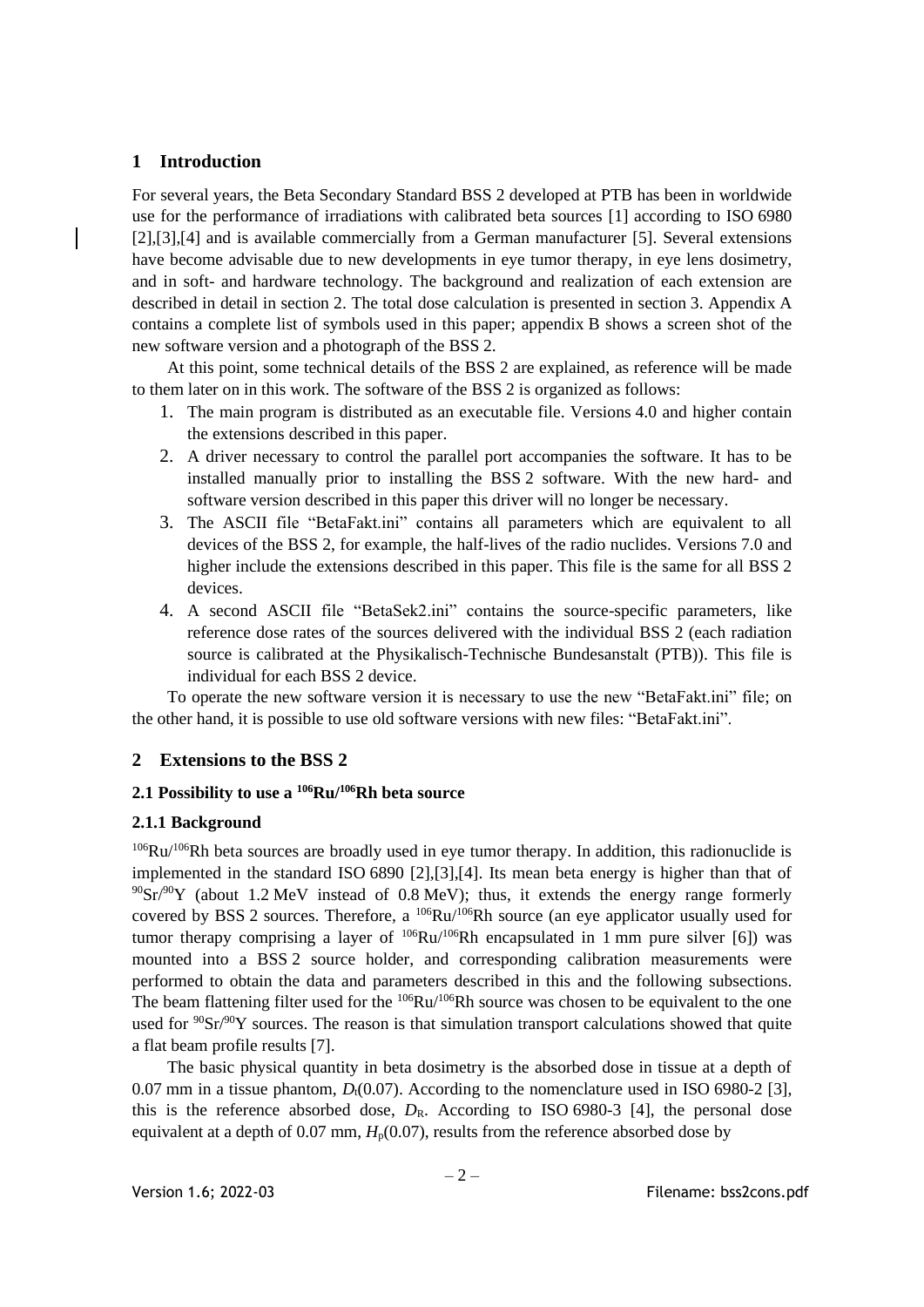## 1 Introduction

For several years, the Beta Secondary Standard BSS 2 developed at PTB has been in worldwide use for the performance of irradiations with calibrated beta sources [1] according to ISO 6980 [2],[3],[4] and is available commercially from a German manufacturer [5]. Several extensions have become advisable due to new developments in eye tumor therapy, in eye lens dosimetry, and in soft- and hardware technology. The background and realization of each extension are described in detail in section 2. The total dose calculation is presented in section 3. Appendix A contains a complete list of symbols used in this paper; appendix B shows a screen shot of the new software version and a photograph of the BSS 2.

At this point, some technical details of the BSS 2 are explained, as reference will be made to them later on in this work. The software of the BSS 2 is organized as follows:

1. The main program is distributed as an executable file. Versions 4.0 and higher contain the extensions described in this paper.
2. A driver necessary to control the parallel port accompanies the software. It has to be installed manually prior to installing the BSS 2 software. With the new hard- and software version described in this paper this driver will no longer be necessary.
3. The ASCII file "BetaFakt.ini" contains all parameters which are equivalent to all devices of the BSS 2, for example, the half-lives of the radio nuclides. Versions 7.0 and higher include the extensions described in this paper. This file is the same for all BSS 2 devices.
4. A second ASCII file "BetaSek2.ini" contains the source-specific parameters, like reference dose rates of the sources delivered with the individual BSS 2 (each radiation source is calibrated at the Physikalisch-Technische Bundesanstalt (PTB)). This file is individual for each BSS 2 device.

To operate the new software version it is necessary to use the new "BetaFakt.ini" file; on the other hand, it is possible to use old software versions with new files: "BetaFakt.ini".

## 2 Extensions to the BSS 2

### 2.1 Possibility to use a $^{106}Ru/^{106}Rh$ beta source

#### 2.1.1 Background

$^{106}Ru/^{106}Rh$ beta sources are broadly used in eye tumor therapy. In addition, this radionuclide is implemented in the standard ISO 6890 [2],[3],[4]. Its mean beta energy is higher than that of $^{90}Sr/^{90}Y$ (about 1.2 MeV instead of 0.8 MeV); thus, it extends the energy range formerly covered by BSS 2 sources. Therefore, a $^{106}Ru/^{106}Rh$ source (an eye applicator usually used for tumor therapy comprising a layer of $^{106}Ru/^{106}Rh$ encapsulated in 1 mm pure silver [6]) was mounted into a BSS 2 source holder, and corresponding calibration measurements were performed to obtain the data and parameters described in this and the following subsections. The beam flattening filter used for the $^{106}Ru/^{106}Rh$ source was chosen to be equivalent to the one used for $^{90}Sr/^{90}Y$ sources. The reason is that simulation transport calculations showed that quite a flat beam profile results [7].

The basic physical quantity in beta dosimetry is the absorbed dose in tissue at a depth of 0.07 mm in a tissue phantom, $D_t(0.07)$. According to the nomenclature used in ISO 6980-2 [3], this is the reference absorbed dose, $D_R$. According to ISO 6980-3 [4], the personal dose equivalent at a depth of 0.07 mm, $H_p(0.07)$, results from the reference absorbed dose by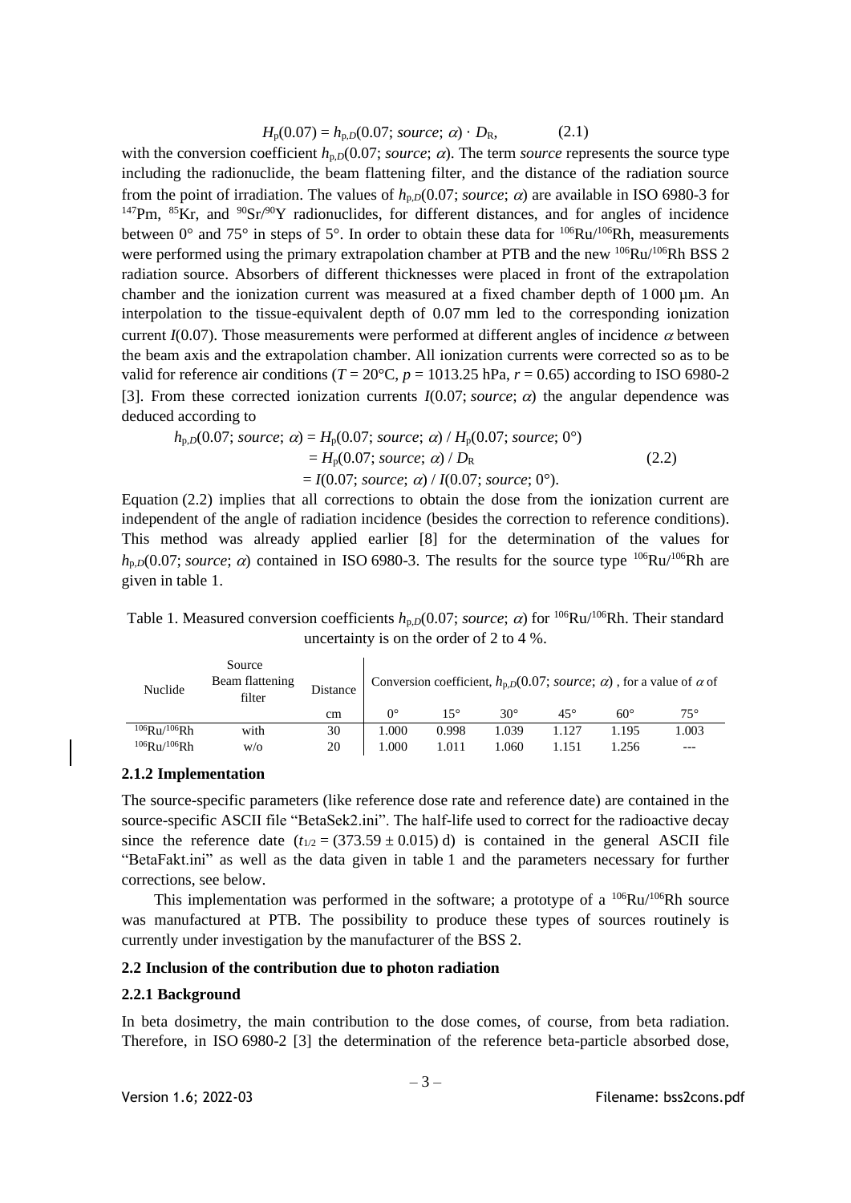$$H_p(0.07) = h_{p,D}(0.07; \mathit{source}; \alpha) \cdot D_R, \qquad (2.1)$$

with the conversion coefficient $h_{p,D}(0.07; \mathit{source}; \alpha)$. The term *source* represents the source type including the radionuclide, the beam flattening filter, and the distance of the radiation source from the point of irradiation. The values of $h_{p,D}(0.07; \mathit{source}; \alpha)$ are available in ISO 6980-3 for $^{147}$Pm, $^{85}$Kr, and $^{90}$Sr/$^{90}$Y radionuclides, for different distances, and for angles of incidence between 0° and 75° in steps of 5°. In order to obtain these data for $^{106}$Ru/$^{106}$Rh, measurements were performed using the primary extrapolation chamber at PTB and the new $^{106}$Ru/$^{106}$Rh BSS 2 radiation source. Absorbers of different thicknesses were placed in front of the extrapolation chamber and the ionization current was measured at a fixed chamber depth of 1 000 µm. An interpolation to the tissue-equivalent depth of 0.07 mm led to the corresponding ionization current $I(0.07)$. Those measurements were performed at different angles of incidence $\alpha$ between the beam axis and the extrapolation chamber. All ionization currents were corrected so as to be valid for reference air conditions ($T$ = 20°C, $p$ = 1013.25 hPa, $r$ = 0.65) according to ISO 6980-2 [3]. From these corrected ionization currents $I(0.07; \mathit{source}; \alpha)$ the angular dependence was deduced according to

$$\begin{aligned} h_{p,D}(0.07; \mathit{source}; \alpha) &= H_p(0.07; \mathit{source}; \alpha) \,/\, H_p(0.07; \mathit{source}; 0°) \\ &= H_p(0.07; \mathit{source}; \alpha) \,/\, D_R \qquad (2.2) \\ &= I(0.07; \mathit{source}; \alpha) \,/\, I(0.07; \mathit{source}; 0°). \end{aligned}$$

Equation (2.2) implies that all corrections to obtain the dose from the ionization current are independent of the angle of radiation incidence (besides the correction to reference conditions). This method was already applied earlier [8] for the determination of the values for $h_{p,D}(0.07; \mathit{source}; \alpha)$ contained in ISO 6980-3. The results for the source type $^{106}$Ru/$^{106}$Rh are given in table 1.

Table 1. Measured conversion coefficients $h_{p,D}(0.07; \mathit{source}; \alpha)$ for $^{106}$Ru/$^{106}$Rh. Their standard uncertainty is on the order of 2 to 4 %.

| Nuclide | Source Beam flattening filter | Distance | Conversion coefficient, $h_{p,D}(0.07; \mathit{source}; \alpha)$, for a value of $\alpha$ of | | | | | |
|---|---|---|---|---|---|---|---|---|
| | | cm | 0° | 15° | 30° | 45° | 60° | 75° |
| $^{106}$Ru/$^{106}$Rh | with | 30 | 1.000 | 0.998 | 1.039 | 1.127 | 1.195 | 1.003 |
| $^{106}$Ru/$^{106}$Rh | w/o | 20 | 1.000 | 1.011 | 1.060 | 1.151 | 1.256 | --- |

### 2.1.2 Implementation

The source-specific parameters (like reference dose rate and reference date) are contained in the source-specific ASCII file "BetaSek2.ini". The half-life used to correct for the radioactive decay since the reference date ($t_{1/2}$ = (373.59 ± 0.015) d) is contained in the general ASCII file "BetaFakt.ini" as well as the data given in table 1 and the parameters necessary for further corrections, see below.

This implementation was performed in the software; a prototype of a $^{106}$Ru/$^{106}$Rh source was manufactured at PTB. The possibility to produce these types of sources routinely is currently under investigation by the manufacturer of the BSS 2.

### 2.2 Inclusion of the contribution due to photon radiation

### 2.2.1 Background

In beta dosimetry, the main contribution to the dose comes, of course, from beta radiation. Therefore, in ISO 6980-2 [3] the determination of the reference beta-particle absorbed dose,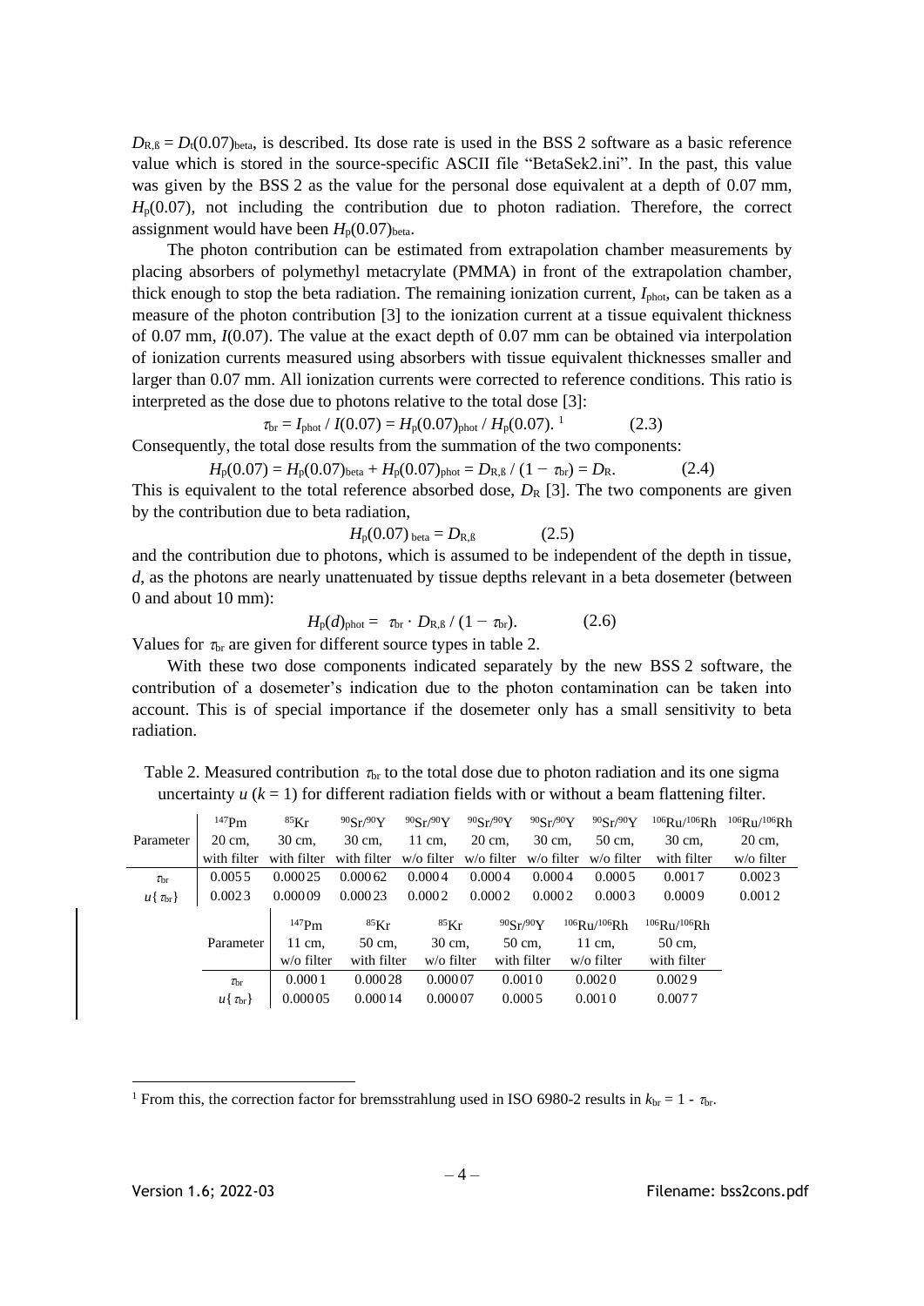$D_{R,ß} = D_t(0.07)_{beta}$, is described. Its dose rate is used in the BSS 2 software as a basic reference value which is stored in the source-specific ASCII file "BetaSek2.ini". In the past, this value was given by the BSS 2 as the value for the personal dose equivalent at a depth of 0.07 mm, $H_p(0.07)$, not including the contribution due to photon radiation. Therefore, the correct assignment would have been $H_p(0.07)_{beta}$.

The photon contribution can be estimated from extrapolation chamber measurements by placing absorbers of polymethyl metacrylate (PMMA) in front of the extrapolation chamber, thick enough to stop the beta radiation. The remaining ionization current, $I_{phot}$, can be taken as a measure of the photon contribution [3] to the ionization current at a tissue equivalent thickness of 0.07 mm, $I(0.07)$. The value at the exact depth of 0.07 mm can be obtained via interpolation of ionization currents measured using absorbers with tissue equivalent thicknesses smaller and larger than 0.07 mm. All ionization currents were corrected to reference conditions. This ratio is interpreted as the dose due to photons relative to the total dose [3]:

$$\tau_{br} = I_{phot} / I(0.07) = H_p(0.07)_{phot} / H_p(0.07).\ [1] \qquad (2.3)$$

Consequently, the total dose results from the summation of the two components:

$$H_p(0.07) = H_p(0.07)_{beta} + H_p(0.07)_{phot} = D_{R,ß} / (1 - \tau_{br}) = D_R. \qquad (2.4)$$

This is equivalent to the total reference absorbed dose, $D_R$ [3]. The two components are given by the contribution due to beta radiation,

$$H_p(0.07)_{beta} = D_{R,ß} \qquad (2.5)$$

and the contribution due to photons, which is assumed to be independent of the depth in tissue, $d$, as the photons are nearly unattenuated by tissue depths relevant in a beta dosemeter (between 0 and about 10 mm):

$$H_p(d)_{phot} = \tau_{br} \cdot D_{R,ß} / (1 - \tau_{br}). \qquad (2.6)$$

Values for $\tau_{br}$ are given for different source types in table 2.

With these two dose components indicated separately by the new BSS 2 software, the contribution of a dosemeter's indication due to the photon contamination can be taken into account. This is of special importance if the dosemeter only has a small sensitivity to beta radiation.

Table 2. Measured contribution $\tau_{br}$ to the total dose due to photon radiation and its one sigma uncertainty $u$ ($k$ = 1) for different radiation fields with or without a beam flattening filter.

| Parameter | $^{147}$Pm 20 cm, with filter | $^{85}$Kr 30 cm, with filter | $^{90}$Sr/$^{90}$Y 30 cm, with filter | $^{90}$Sr/$^{90}$Y 11 cm, w/o filter | $^{90}$Sr/$^{90}$Y 20 cm, w/o filter | $^{90}$Sr/$^{90}$Y 30 cm, w/o filter | $^{90}$Sr/$^{90}$Y 50 cm, w/o filter | $^{106}$Ru/$^{106}$Rh 30 cm, with filter | $^{106}$Ru/$^{106}$Rh 20 cm, w/o filter |
|---|---|---|---|---|---|---|---|---|---|
| $\tau_{br}$ | 0.0055 | 0.00025 | 0.00062 | 0.0004 | 0.0004 | 0.0004 | 0.0005 | 0.0017 | 0.0023 |
| $u\{\tau_{br}\}$ | 0.0023 | 0.00009 | 0.00023 | 0.0002 | 0.0002 | 0.0002 | 0.0003 | 0.0009 | 0.0012 |

| Parameter | $^{147}$Pm 11 cm, w/o filter | $^{85}$Kr 50 cm, with filter | $^{85}$Kr 30 cm, w/o filter | $^{90}$Sr/$^{90}$Y 50 cm, with filter | $^{106}$Ru/$^{106}$Rh 11 cm, w/o filter | $^{106}$Ru/$^{106}$Rh 50 cm, with filter |
|---|---|---|---|---|---|---|
| $\tau_{br}$ | 0.0001 | 0.00028 | 0.00007 | 0.0010 | 0.0020 | 0.0029 |
| $u\{\tau_{br}\}$ | 0.00005 | 0.00014 | 0.00007 | 0.0005 | 0.0010 | 0.0077 |

[1] From this, the correction factor for bremsstrahlung used in ISO 6980-2 results in $k_{br} = 1 - \tau_{br}$.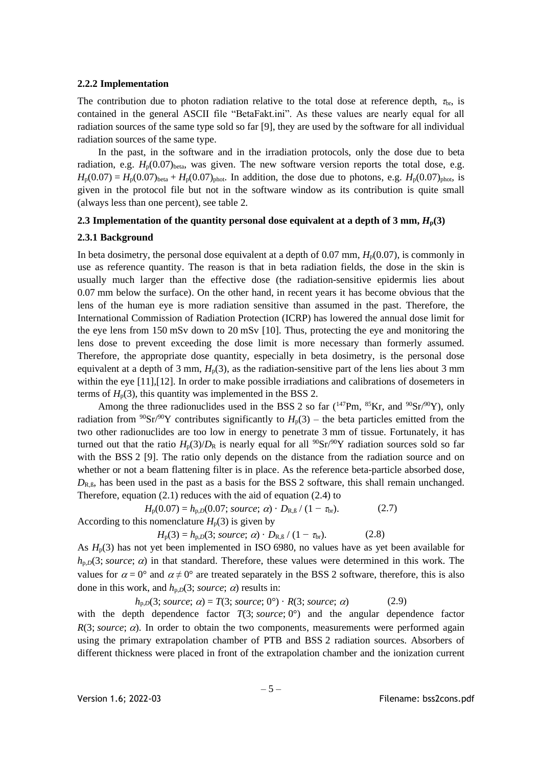### 2.2.2 Implementation

The contribution due to photon radiation relative to the total dose at reference depth, $\tau_{br}$, is contained in the general ASCII file "BetaFakt.ini". As these values are nearly equal for all radiation sources of the same type sold so far [9], they are used by the software for all individual radiation sources of the same type.

In the past, in the software and in the irradiation protocols, only the dose due to beta radiation, e.g. $H_p(0.07)_{beta}$, was given. The new software version reports the total dose, e.g. $H_p(0.07) = H_p(0.07)_{beta} + H_p(0.07)_{phot}$. In addition, the dose due to photons, e.g. $H_p(0.07)_{phot}$, is given in the protocol file but not in the software window as its contribution is quite small (always less than one percent), see table 2.

### 2.3 Implementation of the quantity personal dose equivalent at a depth of 3 mm, $H_p(3)$

### 2.3.1 Background

In beta dosimetry, the personal dose equivalent at a depth of 0.07 mm, $H_p(0.07)$, is commonly in use as reference quantity. The reason is that in beta radiation fields, the dose in the skin is usually much larger than the effective dose (the radiation-sensitive epidermis lies about 0.07 mm below the surface). On the other hand, in recent years it has become obvious that the lens of the human eye is more radiation sensitive than assumed in the past. Therefore, the International Commission of Radiation Protection (ICRP) has lowered the annual dose limit for the eye lens from 150 mSv down to 20 mSv [10]. Thus, protecting the eye and monitoring the lens dose to prevent exceeding the dose limit is more necessary than formerly assumed. Therefore, the appropriate dose quantity, especially in beta dosimetry, is the personal dose equivalent at a depth of 3 mm, $H_p(3)$, as the radiation-sensitive part of the lens lies about 3 mm within the eye [11],[12]. In order to make possible irradiations and calibrations of dosemeters in terms of $H_p(3)$, this quantity was implemented in the BSS 2.

Among the three radionuclides used in the BSS 2 so far ($^{147}$Pm, $^{85}$Kr, and $^{90}$Sr/$^{90}$Y), only radiation from $^{90}$Sr/$^{90}$Y contributes significantly to $H_p(3)$ – the beta particles emitted from the two other radionuclides are too low in energy to penetrate 3 mm of tissue. Fortunately, it has turned out that the ratio $H_p(3)/D_R$ is nearly equal for all $^{90}$Sr/$^{90}$Y radiation sources sold so far with the BSS 2 [9]. The ratio only depends on the distance from the radiation source and on whether or not a beam flattening filter is in place. As the reference beta-particle absorbed dose, $D_{R,ß}$, has been used in the past as a basis for the BSS 2 software, this shall remain unchanged. Therefore, equation (2.1) reduces with the aid of equation (2.4) to

$$H_p(0.07) = h_{p,D}(0.07; source; \alpha) \cdot D_{R,ß} / (1 - \tau_{br}). \qquad (2.7)$$

According to this nomenclature $H_p(3)$ is given by

$$H_p(3) = h_{p,D}(3; source; \alpha) \cdot D_{R,ß} / (1 - \tau_{br}). \qquad (2.8)$$

As $H_p(3)$ has not yet been implemented in ISO 6980, no values have as yet been available for $h_{p,D}(3; source; \alpha)$ in that standard. Therefore, these values were determined in this work. The values for $\alpha = 0°$ and $\alpha \neq 0°$ are treated separately in the BSS 2 software, therefore, this is also done in this work, and $h_{p,D}(3; source; \alpha)$ results in:

$$h_{p,D}(3; source; \alpha) = T(3; source; 0°) \cdot R(3; source; \alpha) \qquad (2.9)$$

with the depth dependence factor $T(3; source; 0°)$ and the angular dependence factor $R(3; source; \alpha)$. In order to obtain the two components, measurements were performed again using the primary extrapolation chamber of PTB and BSS 2 radiation sources. Absorbers of different thickness were placed in front of the extrapolation chamber and the ionization current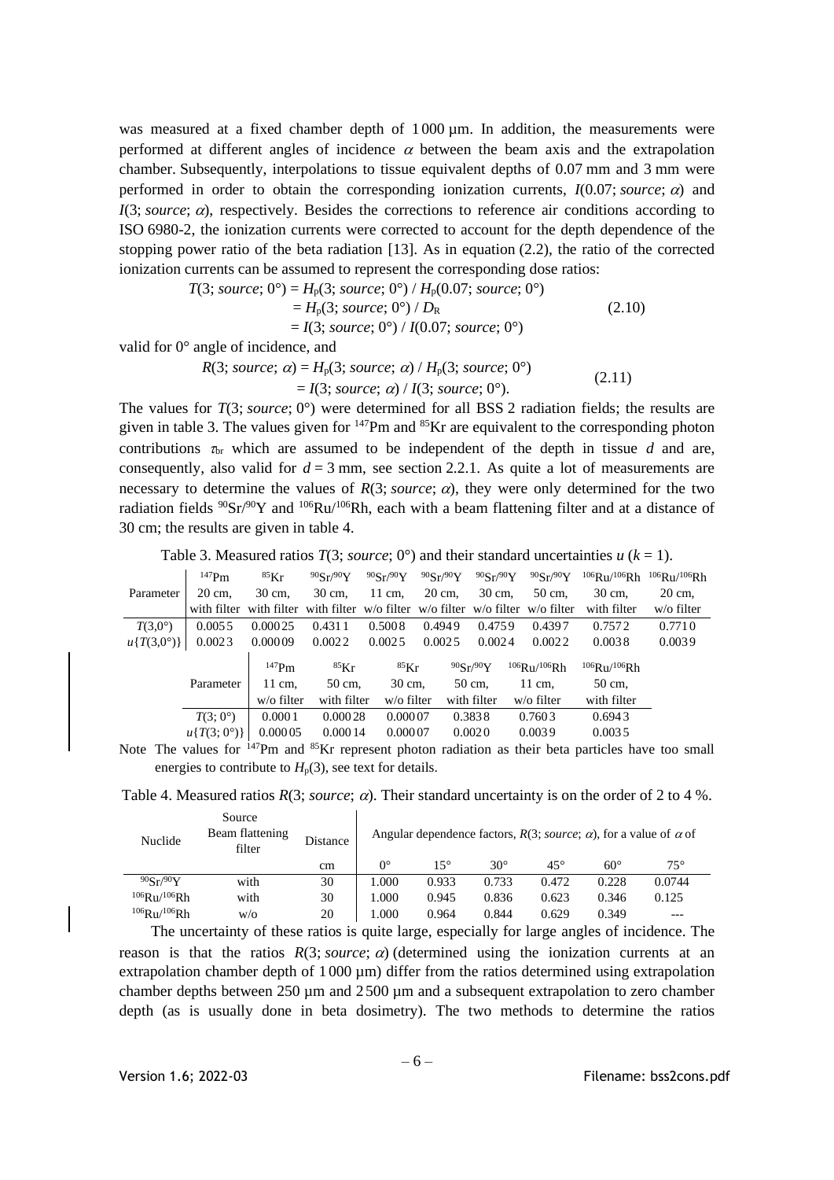was measured at a fixed chamber depth of 1 000 µm. In addition, the measurements were performed at different angles of incidence $\alpha$ between the beam axis and the extrapolation chamber. Subsequently, interpolations to tissue equivalent depths of 0.07 mm and 3 mm were performed in order to obtain the corresponding ionization currents, $I(0.07; source; \alpha)$ and $I(3; source; \alpha)$, respectively. Besides the corrections to reference air conditions according to ISO 6980-2, the ionization currents were corrected to account for the depth dependence of the stopping power ratio of the beta radiation [13]. As in equation (2.2), the ratio of the corrected ionization currents can be assumed to represent the corresponding dose ratios:

$$
\begin{aligned}
T(3; source; 0°) &= H_p(3; source; 0°) / H_p(0.07; source; 0°) \\
&= H_p(3; source; 0°) / D_R \\
&= I(3; source; 0°) / I(0.07; source; 0°)
\end{aligned}
\tag{2.10}
$$

valid for 0° angle of incidence, and

$$
\begin{aligned}
R(3; source; \alpha) &= H_p(3; source; \alpha) / H_p(3; source; 0°) \\
&= I(3; source; \alpha) / I(3; source; 0°).
\end{aligned}
\tag{2.11}
$$

The values for $T(3; source; 0°)$ were determined for all BSS 2 radiation fields; the results are given in table 3. The values given for $^{147}$Pm and $^{85}$Kr are equivalent to the corresponding photon contributions $\tau_{br}$ which are assumed to be independent of the depth in tissue $d$ and are, consequently, also valid for $d$ = 3 mm, see section 2.2.1. As quite a lot of measurements are necessary to determine the values of $R(3; source; \alpha)$, they were only determined for the two radiation fields $^{90}$Sr/$^{90}$Y and $^{106}$Ru/$^{106}$Rh, each with a beam flattening filter and at a distance of 30 cm; the results are given in table 4.

Table 3. Measured ratios $T(3; source; 0°)$ and their standard uncertainties $u$ ($k$ = 1).

| Parameter | $^{147}$Pm 20 cm, with filter | $^{85}$Kr 30 cm, with filter | $^{90}$Sr/$^{90}$Y 30 cm, with filter | $^{90}$Sr/$^{90}$Y 11 cm, w/o filter | $^{90}$Sr/$^{90}$Y 20 cm, w/o filter | $^{90}$Sr/$^{90}$Y 30 cm, w/o filter | $^{90}$Sr/$^{90}$Y 50 cm, w/o filter | $^{106}$Ru/$^{106}$Rh 30 cm, with filter | $^{106}$Ru/$^{106}$Rh 20 cm, w/o filter |
|---|---|---|---|---|---|---|---|---|---|
| $T(3,0°)$ | 0.0055 | 0.00025 | 0.4311 | 0.5008 | 0.4949 | 0.4759 | 0.4397 | 0.7572 | 0.7710 |
| $u\{T(3,0°)\}$ | 0.0023 | 0.00009 | 0.0022 | 0.0025 | 0.0025 | 0.0024 | 0.0022 | 0.0038 | 0.0039 |

| Parameter | $^{147}$Pm 11 cm, w/o filter | $^{85}$Kr 50 cm, with filter | $^{85}$Kr 30 cm, w/o filter | $^{90}$Sr/$^{90}$Y 50 cm, with filter | $^{106}$Ru/$^{106}$Rh 11 cm, w/o filter | $^{106}$Ru/$^{106}$Rh 50 cm, with filter |
|---|---|---|---|---|---|---|
| $T(3; 0°)$ | 0.0001 | 0.00028 | 0.00007 | 0.3838 | 0.7603 | 0.6943 |
| $u\{T(3; 0°)\}$ | 0.00005 | 0.00014 | 0.00007 | 0.0020 | 0.0039 | 0.0035 |

Note The values for $^{147}$Pm and $^{85}$Kr represent photon radiation as their beta particles have too small energies to contribute to $H_p(3)$, see text for details.

Table 4. Measured ratios $R(3; source; \alpha)$. Their standard uncertainty is on the order of 2 to 4 %.

| Nuclide | Source Beam flattening filter | Distance (cm) | Angular dependence factors, $R(3; source; \alpha)$, for a value of $\alpha$ of 0° | 15° | 30° | 45° | 60° | 75° |
|---|---|---|---|---|---|---|---|---|
| $^{90}$Sr/$^{90}$Y | with | 30 | 1.000 | 0.933 | 0.733 | 0.472 | 0.228 | 0.0744 |
| $^{106}$Ru/$^{106}$Rh | with | 30 | 1.000 | 0.945 | 0.836 | 0.623 | 0.346 | 0.125 |
| $^{106}$Ru/$^{106}$Rh | w/o | 20 | 1.000 | 0.964 | 0.844 | 0.629 | 0.349 | --- |

The uncertainty of these ratios is quite large, especially for large angles of incidence. The reason is that the ratios $R(3; source; \alpha)$ (determined using the ionization currents at an extrapolation chamber depth of 1 000 µm) differ from the ratios determined using extrapolation chamber depths between 250 µm and 2 500 µm and a subsequent extrapolation to zero chamber depth (as is usually done in beta dosimetry). The two methods to determine the ratios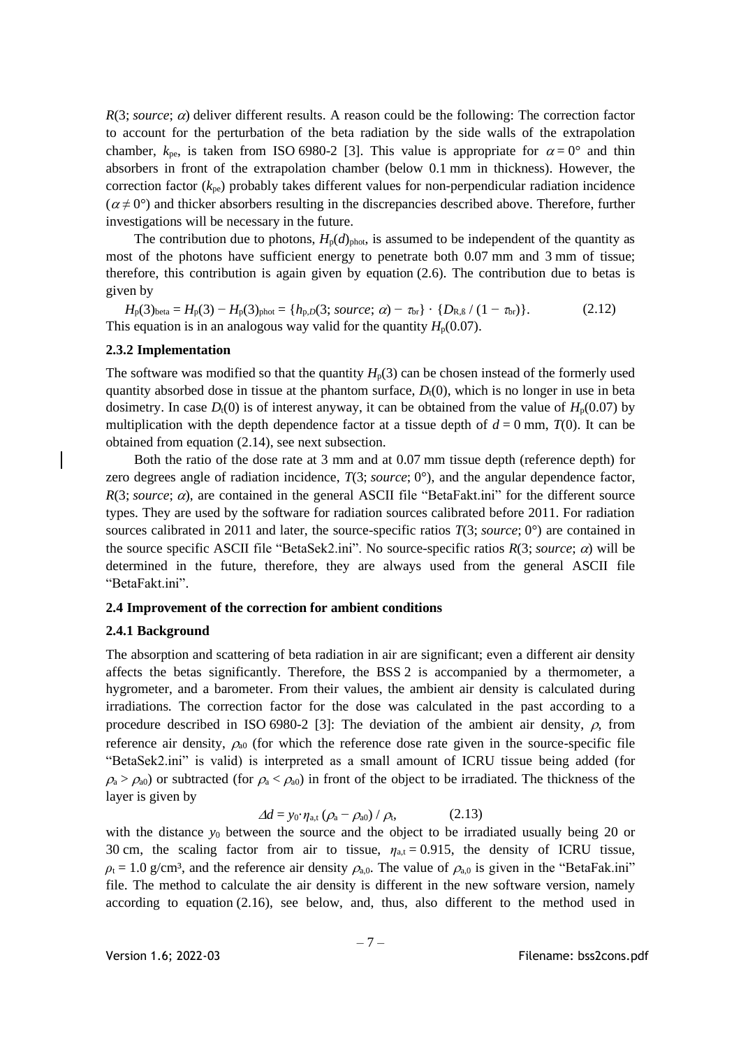$R(3; source; \alpha)$ deliver different results. A reason could be the following: The correction factor to account for the perturbation of the beta radiation by the side walls of the extrapolation chamber, $k_{pe}$, is taken from ISO 6980-2 [3]. This value is appropriate for $\alpha = 0°$ and thin absorbers in front of the extrapolation chamber (below 0.1 mm in thickness). However, the correction factor ($k_{pe}$) probably takes different values for non-perpendicular radiation incidence ($\alpha \neq 0°$) and thicker absorbers resulting in the discrepancies described above. Therefore, further investigations will be necessary in the future.

The contribution due to photons, $H_p(d)_{phot}$, is assumed to be independent of the quantity as most of the photons have sufficient energy to penetrate both 0.07 mm and 3 mm of tissue; therefore, this contribution is again given by equation (2.6). The contribution due to betas is given by

$$H_p(3)_{beta} = H_p(3) - H_p(3)_{phot} = \{h_{p,D}(3; source; \alpha) - \tau_{br}\} \cdot \{D_{R,\beta} / (1 - \tau_{br})\}. \qquad (2.12)$$

This equation is in an analogous way valid for the quantity $H_p(0.07)$.

### 2.3.2 Implementation

The software was modified so that the quantity $H_p(3)$ can be chosen instead of the formerly used quantity absorbed dose in tissue at the phantom surface, $D_t(0)$, which is no longer in use in beta dosimetry. In case $D_t(0)$ is of interest anyway, it can be obtained from the value of $H_p(0.07)$ by multiplication with the depth dependence factor at a tissue depth of $d = 0$ mm, $T(0)$. It can be obtained from equation (2.14), see next subsection.

Both the ratio of the dose rate at 3 mm and at 0.07 mm tissue depth (reference depth) for zero degrees angle of radiation incidence, $T(3; source; 0°)$, and the angular dependence factor, $R(3; source; \alpha)$, are contained in the general ASCII file "BetaFakt.ini" for the different source types. They are used by the software for radiation sources calibrated before 2011. For radiation sources calibrated in 2011 and later, the source-specific ratios $T(3; source; 0°)$ are contained in the source specific ASCII file "BetaSek2.ini". No source-specific ratios $R(3; source; \alpha)$ will be determined in the future, therefore, they are always used from the general ASCII file "BetaFakt.ini".

## 2.4 Improvement of the correction for ambient conditions

### 2.4.1 Background

The absorption and scattering of beta radiation in air are significant; even a different air density affects the betas significantly. Therefore, the BSS 2 is accompanied by a thermometer, a hygrometer, and a barometer. From their values, the ambient air density is calculated during irradiations. The correction factor for the dose was calculated in the past according to a procedure described in ISO 6980-2 [3]: The deviation of the ambient air density, $\rho$, from reference air density, $\rho_{a0}$ (for which the reference dose rate given in the source-specific file "BetaSek2.ini" is valid) is interpreted as a small amount of ICRU tissue being added (for $\rho_a > \rho_{a0}$) or subtracted (for $\rho_a < \rho_{a0}$) in front of the object to be irradiated. The thickness of the layer is given by

$$\Delta d = y_0 \cdot \eta_{a,t} (\rho_a - \rho_{a0}) / \rho_t, \qquad (2.13)$$

with the distance $y_0$ between the source and the object to be irradiated usually being 20 or 30 cm, the scaling factor from air to tissue, $\eta_{a,t} = 0.915$, the density of ICRU tissue, $\rho_t = 1.0$ g/cm³, and the reference air density $\rho_{a,0}$. The value of $\rho_{a,0}$ is given in the "BetaFak.ini" file. The method to calculate the air density is different in the new software version, namely according to equation (2.16), see below, and, thus, also different to the method used in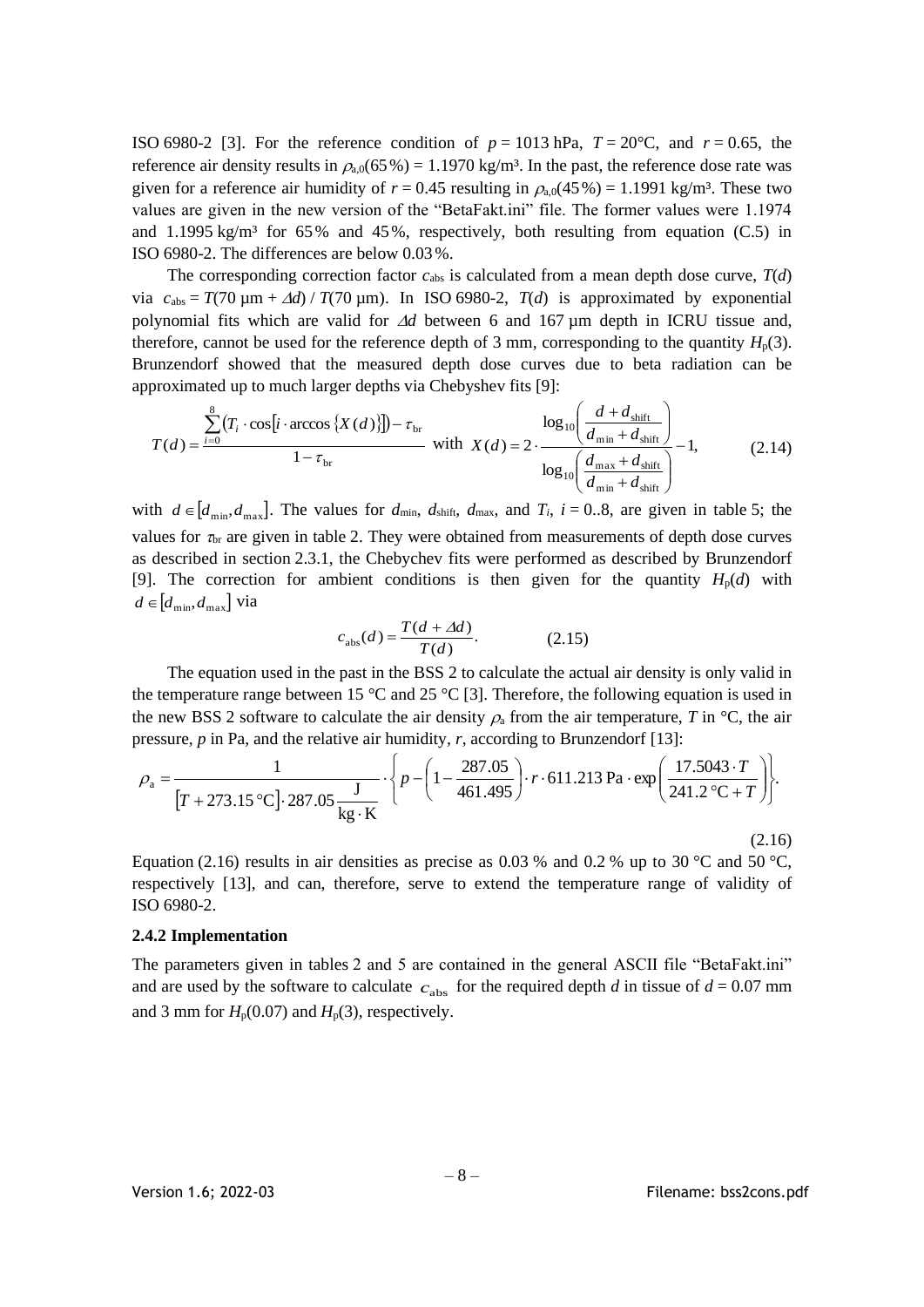ISO 6980-2 [3]. For the reference condition of $p = 1013$ hPa, $T = 20$°C, and $r = 0.65$, the reference air density results in $\rho_{a,0}(65\,\%) = 1.1970$ kg/m³. In the past, the reference dose rate was given for a reference air humidity of $r = 0.45$ resulting in $\rho_{a,0}(45\,\%) = 1.1991$ kg/m³. These two values are given in the new version of the "BetaFakt.ini" file. The former values were 1.1974 and 1.1995 kg/m³ for 65 % and 45 %, respectively, both resulting from equation (C.5) in ISO 6980-2. The differences are below 0.03 %.

The corresponding correction factor $c_{\text{abs}}$ is calculated from a mean depth dose curve, $T(d)$ via $c_{\text{abs}} = T(70\ \mu\text{m} + \Delta d) / T(70\ \mu\text{m})$. In ISO 6980-2, $T(d)$ is approximated by exponential polynomial fits which are valid for $\Delta d$ between 6 and 167 µm depth in ICRU tissue and, therefore, cannot be used for the reference depth of 3 mm, corresponding to the quantity $H_{\text{p}}(3)$. Brunzendorf showed that the measured depth dose curves due to beta radiation can be approximated up to much larger depths via Chebyshev fits [9]:

$$T(d) = \frac{\sum_{i=0}^{8} \left(T_i \cdot \cos\left[i \cdot \arccos\{X(d)\}\right]\right) - \tau_{\text{br}}}{1 - \tau_{\text{br}}} \quad \text{with} \quad X(d) = 2 \cdot \frac{\log_{10}\left(\dfrac{d + d_{\text{shift}}}{d_{\min} + d_{\text{shift}}}\right)}{\log_{10}\left(\dfrac{d_{\max} + d_{\text{shift}}}{d_{\min} + d_{\text{shift}}}\right)} - 1, \tag{2.14}$$

with $d \in [d_{\min}, d_{\max}]$. The values for $d_{\min}$, $d_{\text{shift}}$, $d_{\max}$, and $T_i$, $i = 0..8$, are given in table 5; the values for $\tau_{\text{br}}$ are given in table 2. They were obtained from measurements of depth dose curves as described in section 2.3.1, the Chebychev fits were performed as described by Brunzendorf [9]. The correction for ambient conditions is then given for the quantity $H_{\text{p}}(d)$ with $d \in [d_{\min}, d_{\max}]$ via

$$c_{\text{abs}}(d) = \frac{T(d + \Delta d)}{T(d)}. \tag{2.15}$$

The equation used in the past in the BSS 2 to calculate the actual air density is only valid in the temperature range between 15 °C and 25 °C [3]. Therefore, the following equation is used in the new BSS 2 software to calculate the air density $\rho_{\text{a}}$ from the air temperature, $T$ in °C, the air pressure, $p$ in Pa, and the relative air humidity, $r$, according to Brunzendorf [13]:

$$\rho_{\text{a}} = \frac{1}{\left[T + 273.15\,°\text{C}\right] \cdot 287.05\,\dfrac{\text{J}}{\text{kg} \cdot \text{K}}} \cdot \left\{ p - \left(1 - \frac{287.05}{461.495}\right) \cdot r \cdot 611.213\,\text{Pa} \cdot \exp\left(\frac{17.5043 \cdot T}{241.2\,°\text{C} + T}\right) \right\}. \tag{2.16}$$

Equation (2.16) results in air densities as precise as 0.03 % and 0.2 % up to 30 °C and 50 °C, respectively [13], and can, therefore, serve to extend the temperature range of validity of ISO 6980-2.

### 2.4.2 Implementation

The parameters given in tables 2 and 5 are contained in the general ASCII file "BetaFakt.ini" and are used by the software to calculate $c_{\text{abs}}$ for the required depth $d$ in tissue of $d = 0.07$ mm and 3 mm for $H_{\text{p}}(0.07)$ and $H_{\text{p}}(3)$, respectively.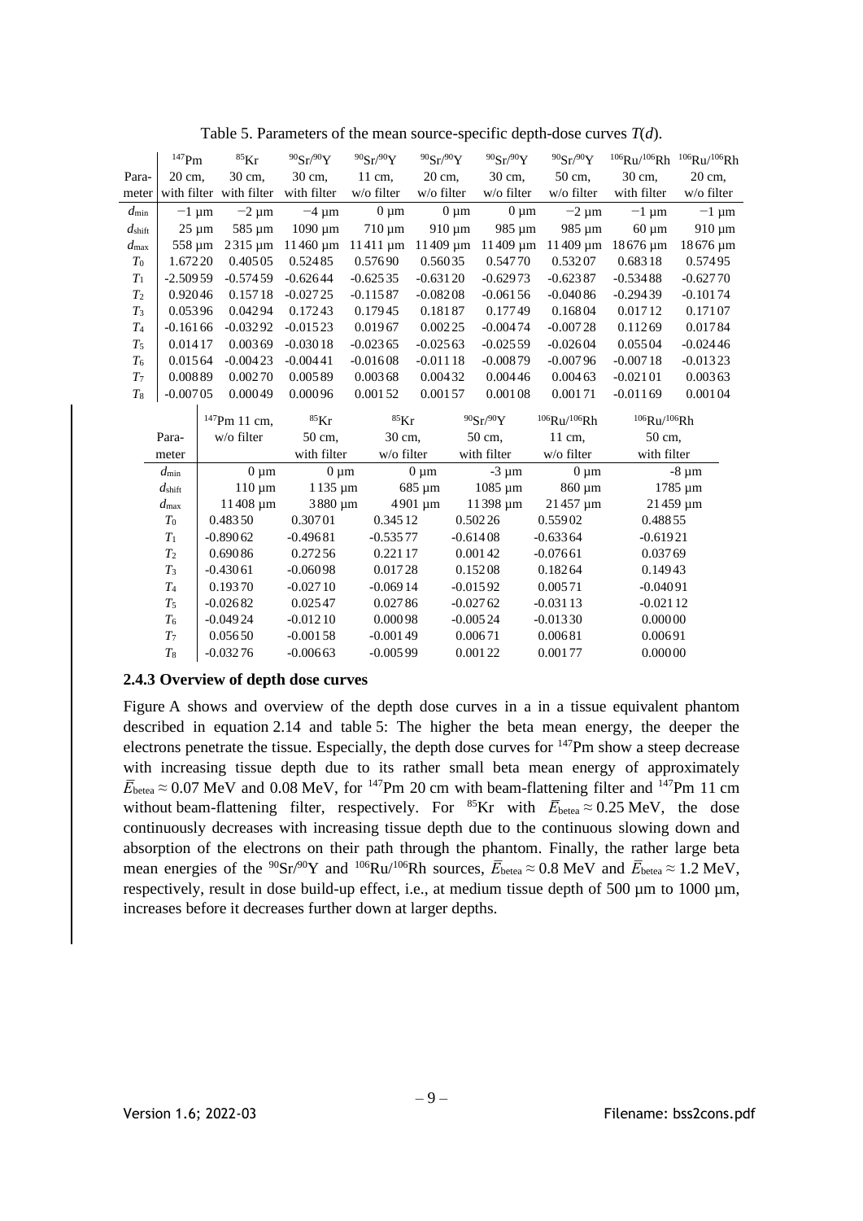Table 5. Parameters of the mean source-specific depth-dose curves $T(d)$.

| Parameter | $^{147}$Pm 20 cm, with filter | $^{85}$Kr 30 cm, with filter | $^{90}$Sr/$^{90}$Y 30 cm, with filter | $^{90}$Sr/$^{90}$Y 11 cm, w/o filter | $^{90}$Sr/$^{90}$Y 20 cm, w/o filter | $^{90}$Sr/$^{90}$Y 30 cm, w/o filter | $^{90}$Sr/$^{90}$Y 50 cm, w/o filter | $^{106}$Ru/$^{106}$Rh 30 cm, with filter | $^{106}$Ru/$^{106}$Rh 20 cm, w/o filter |
|---|---|---|---|---|---|---|---|---|---|
| $d_{\min}$ | −1 µm | −2 µm | −4 µm | 0 µm | 0 µm | 0 µm | −2 µm | −1 µm | −1 µm |
| $d_{\text{shift}}$ | 25 µm | 585 µm | 1090 µm | 710 µm | 910 µm | 985 µm | 985 µm | 60 µm | 910 µm |
| $d_{\max}$ | 558 µm | 2315 µm | 11460 µm | 11411 µm | 11409 µm | 11409 µm | 11409 µm | 18676 µm | 18676 µm |
| $T_0$ | 1.67220 | 0.40505 | 0.52485 | 0.57690 | 0.56035 | 0.54770 | 0.53207 | 0.68318 | 0.57495 |
| $T_1$ | -2.50959 | -0.57459 | -0.62644 | -0.62535 | -0.63120 | -0.62973 | -0.62387 | -0.53488 | -0.62770 |
| $T_2$ | 0.92046 | 0.15718 | -0.02725 | -0.11587 | -0.08208 | -0.06156 | -0.04086 | -0.29439 | -0.10174 |
| $T_3$ | 0.05396 | 0.04294 | 0.17243 | 0.17945 | 0.18187 | 0.17749 | 0.16804 | 0.01712 | 0.17107 |
| $T_4$ | -0.16166 | -0.03292 | -0.01523 | 0.01967 | 0.00225 | -0.00474 | -0.00728 | 0.11269 | 0.01784 |
| $T_5$ | 0.01417 | 0.00369 | -0.03018 | -0.02365 | -0.02563 | -0.02559 | -0.02604 | 0.05504 | -0.02446 |
| $T_6$ | 0.01564 | -0.00423 | -0.00441 | -0.01608 | -0.01118 | -0.00879 | -0.00796 | -0.00718 | -0.01323 |
| $T_7$ | 0.00889 | 0.00270 | 0.00589 | 0.00368 | 0.00432 | 0.00446 | 0.00463 | -0.02101 | 0.00363 |
| $T_8$ | -0.00705 | 0.00049 | 0.00096 | 0.00152 | 0.00157 | 0.00108 | 0.00171 | -0.01169 | 0.00104 |

| Parameter | $^{147}$Pm 11 cm, w/o filter | $^{85}$Kr 50 cm, with filter | $^{85}$Kr 30 cm, w/o filter | $^{90}$Sr/$^{90}$Y 50 cm, with filter | $^{106}$Ru/$^{106}$Rh 11 cm, w/o filter | $^{106}$Ru/$^{106}$Rh 50 cm, with filter |
|---|---|---|---|---|---|---|
| $d_{\min}$ | 0 µm | 0 µm | 0 µm | -3 µm | 0 µm | -8 µm |
| $d_{\text{shift}}$ | 110 µm | 1135 µm | 685 µm | 1085 µm | 860 µm | 1785 µm |
| $d_{\max}$ | 11408 µm | 3880 µm | 4901 µm | 11398 µm | 21457 µm | 21459 µm |
| $T_0$ | 0.48350 | 0.30701 | 0.34512 | 0.50226 | 0.55902 | 0.48855 |
| $T_1$ | -0.89062 | -0.49681 | -0.53577 | -0.61408 | -0.63364 | -0.61921 |
| $T_2$ | 0.69086 | 0.27256 | 0.22117 | 0.00142 | -0.07661 | 0.03769 |
| $T_3$ | -0.43061 | -0.06098 | 0.01728 | 0.15208 | 0.18264 | 0.14943 |
| $T_4$ | 0.19370 | -0.02710 | -0.06914 | -0.01592 | 0.00571 | -0.04091 |
| $T_5$ | -0.02682 | 0.02547 | 0.02786 | -0.02762 | -0.03113 | -0.02112 |
| $T_6$ | -0.04924 | -0.01210 | 0.00098 | -0.00524 | -0.01330 | 0.00000 |
| $T_7$ | 0.05650 | -0.00158 | -0.00149 | 0.00671 | 0.00681 | 0.00691 |
| $T_8$ | -0.03276 | -0.00663 | -0.00599 | 0.00122 | 0.00177 | 0.00000 |

### 2.4.3 Overview of depth dose curves

Figure A shows and overview of the depth dose curves in a in a tissue equivalent phantom described in equation 2.14 and table 5: The higher the beta mean energy, the deeper the electrons penetrate the tissue. Especially, the depth dose curves for $^{147}$Pm show a steep decrease with increasing tissue depth due to its rather small beta mean energy of approximately $\bar{E}_{\text{betea}} \approx 0.07$ MeV and 0.08 MeV, for $^{147}$Pm 20 cm with beam-flattening filter and $^{147}$Pm 11 cm without beam-flattening filter, respectively. For $^{85}$Kr with $\bar{E}_{\text{betea}} \approx 0.25$ MeV, the dose continuously decreases with increasing tissue depth due to the continuous slowing down and absorption of the electrons on their path through the phantom. Finally, the rather large beta mean energies of the $^{90}$Sr/$^{90}$Y and $^{106}$Ru/$^{106}$Rh sources, $\bar{E}_{\text{betea}} \approx 0.8$ MeV and $\bar{E}_{\text{betea}} \approx 1.2$ MeV, respectively, result in dose build-up effect, i.e., at medium tissue depth of 500 µm to 1000 µm, increases before it decreases further down at larger depths.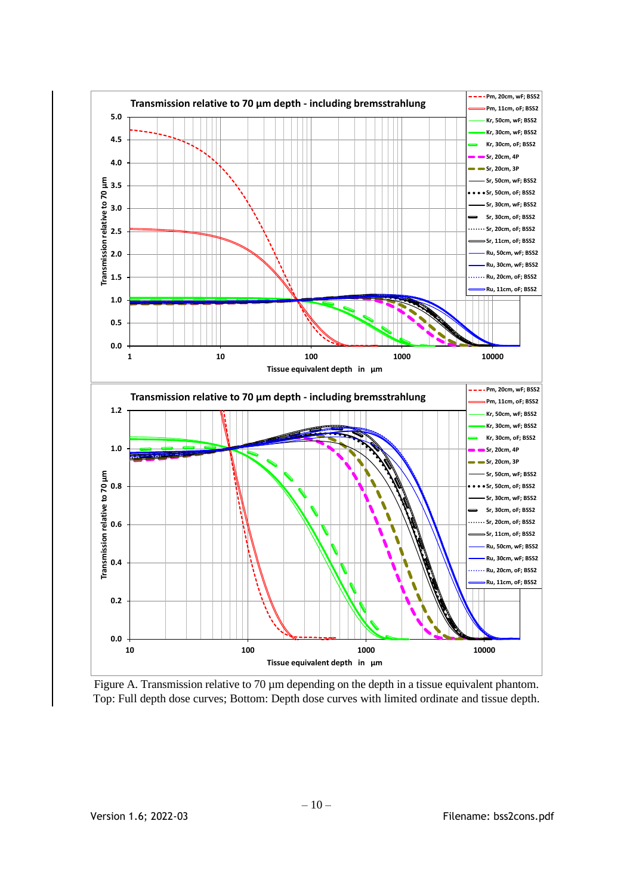Figure A. Transmission relative to 70 µm depending on the depth in a tissue equivalent phantom. Top: Full depth dose curves; Bottom: Depth dose curves with limited ordinate and tissue depth.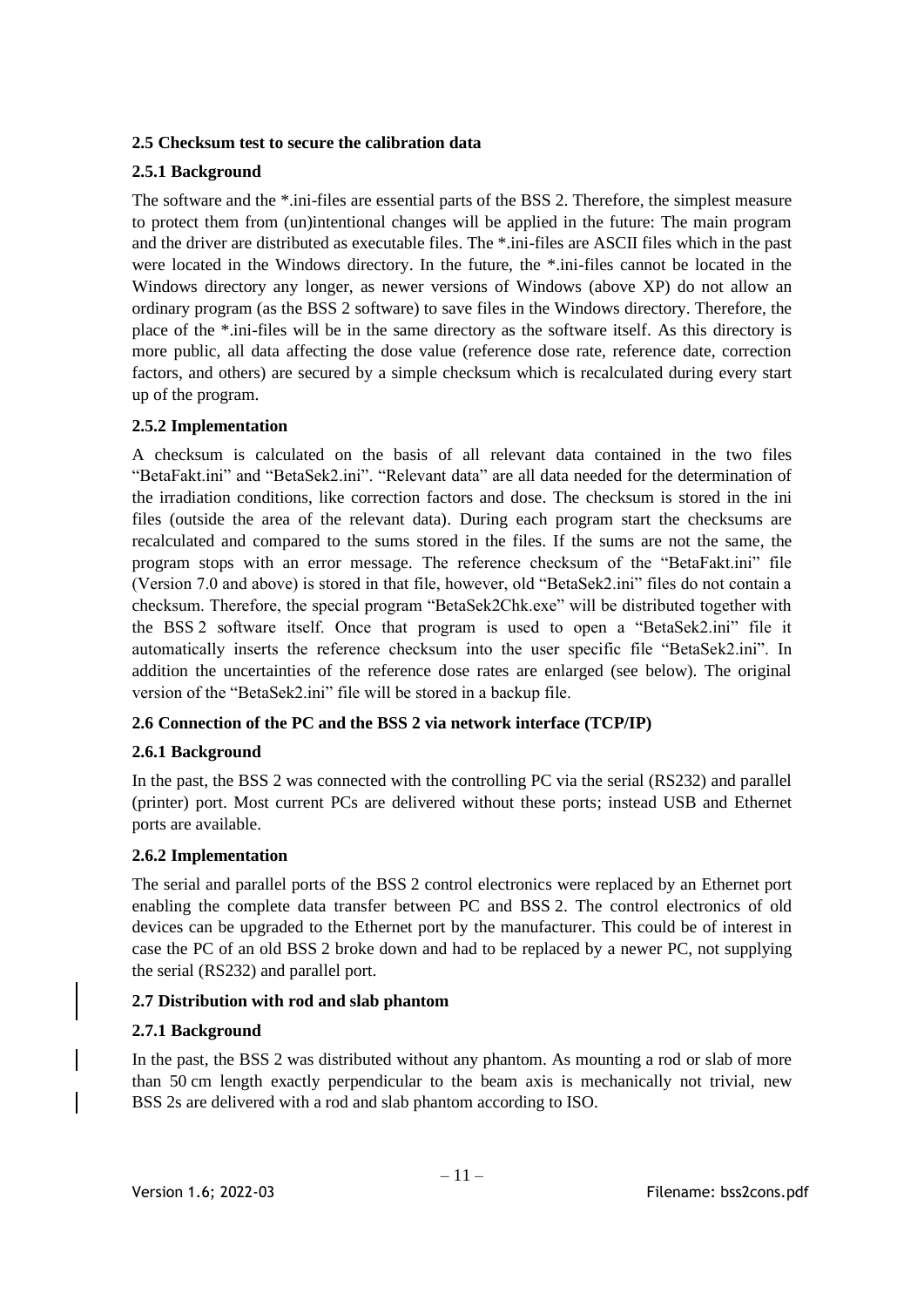### 2.5 Checksum test to secure the calibration data

#### 2.5.1 Background

The software and the *.ini-files are essential parts of the BSS 2. Therefore, the simplest measure to protect them from (un)intentional changes will be applied in the future: The main program and the driver are distributed as executable files. The *.ini-files are ASCII files which in the past were located in the Windows directory. In the future, the *.ini-files cannot be located in the Windows directory any longer, as newer versions of Windows (above XP) do not allow an ordinary program (as the BSS 2 software) to save files in the Windows directory. Therefore, the place of the *.ini-files will be in the same directory as the software itself. As this directory is more public, all data affecting the dose value (reference dose rate, reference date, correction factors, and others) are secured by a simple checksum which is recalculated during every start up of the program.

#### 2.5.2 Implementation

A checksum is calculated on the basis of all relevant data contained in the two files "BetaFakt.ini" and "BetaSek2.ini". "Relevant data" are all data needed for the determination of the irradiation conditions, like correction factors and dose. The checksum is stored in the ini files (outside the area of the relevant data). During each program start the checksums are recalculated and compared to the sums stored in the files. If the sums are not the same, the program stops with an error message. The reference checksum of the "BetaFakt.ini" file (Version 7.0 and above) is stored in that file, however, old "BetaSek2.ini" files do not contain a checksum. Therefore, the special program "BetaSek2Chk.exe" will be distributed together with the BSS 2 software itself. Once that program is used to open a "BetaSek2.ini" file it automatically inserts the reference checksum into the user specific file "BetaSek2.ini". In addition the uncertainties of the reference dose rates are enlarged (see below). The original version of the "BetaSek2.ini" file will be stored in a backup file.

### 2.6 Connection of the PC and the BSS 2 via network interface (TCP/IP)

#### 2.6.1 Background

In the past, the BSS 2 was connected with the controlling PC via the serial (RS232) and parallel (printer) port. Most current PCs are delivered without these ports; instead USB and Ethernet ports are available.

#### 2.6.2 Implementation

The serial and parallel ports of the BSS 2 control electronics were replaced by an Ethernet port enabling the complete data transfer between PC and BSS 2. The control electronics of old devices can be upgraded to the Ethernet port by the manufacturer. This could be of interest in case the PC of an old BSS 2 broke down and had to be replaced by a newer PC, not supplying the serial (RS232) and parallel port.

### 2.7 Distribution with rod and slab phantom

#### 2.7.1 Background

In the past, the BSS 2 was distributed without any phantom. As mounting a rod or slab of more than 50 cm length exactly perpendicular to the beam axis is mechanically not trivial, new BSS 2s are delivered with a rod and slab phantom according to ISO.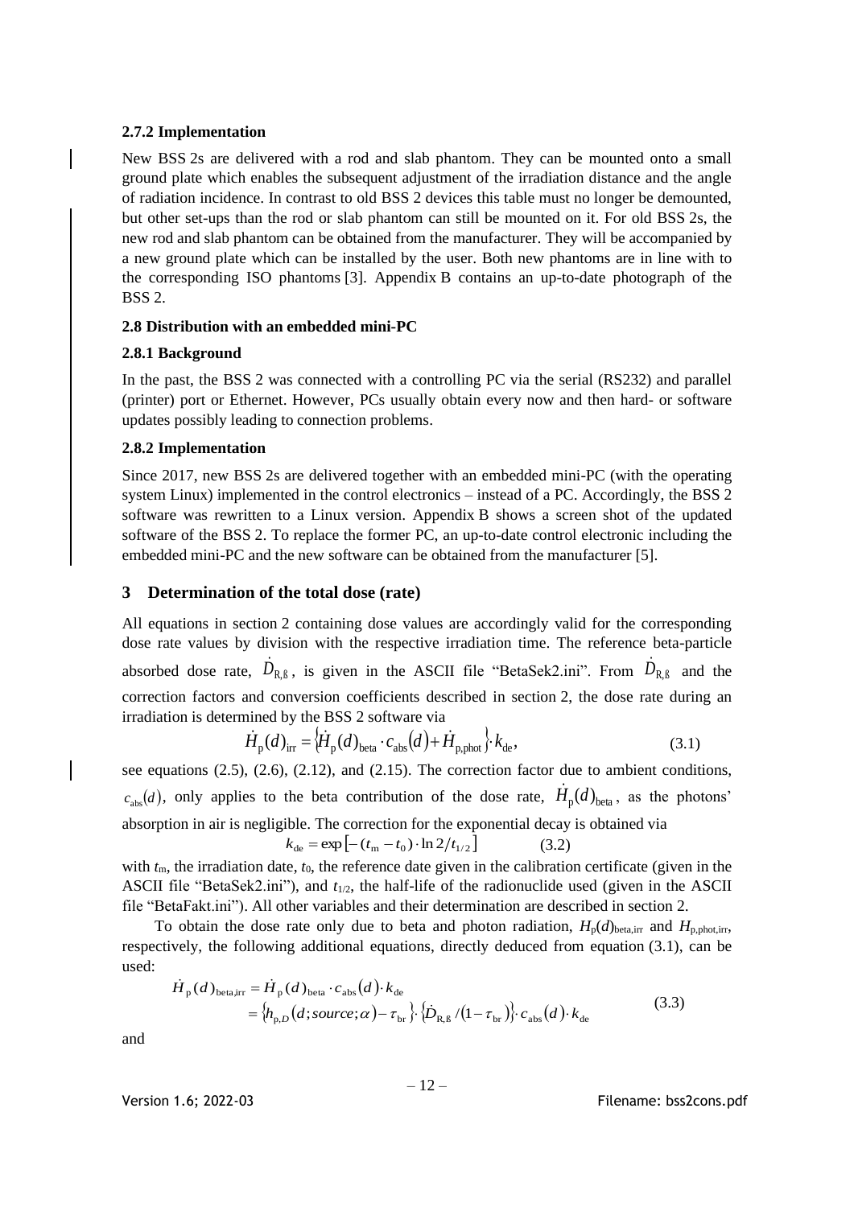### 2.7.2 Implementation

New BSS 2s are delivered with a rod and slab phantom. They can be mounted onto a small ground plate which enables the subsequent adjustment of the irradiation distance and the angle of radiation incidence. In contrast to old BSS 2 devices this table must no longer be demounted, but other set-ups than the rod or slab phantom can still be mounted on it. For old BSS 2s, the new rod and slab phantom can be obtained from the manufacturer. They will be accompanied by a new ground plate which can be installed by the user. Both new phantoms are in line with to the corresponding ISO phantoms [3]. Appendix B contains an up-to-date photograph of the BSS 2.

### 2.8 Distribution with an embedded mini-PC

### 2.8.1 Background

In the past, the BSS 2 was connected with a controlling PC via the serial (RS232) and parallel (printer) port or Ethernet. However, PCs usually obtain every now and then hard- or software updates possibly leading to connection problems.

### 2.8.2 Implementation

Since 2017, new BSS 2s are delivered together with an embedded mini-PC (with the operating system Linux) implemented in the control electronics – instead of a PC. Accordingly, the BSS 2 software was rewritten to a Linux version. Appendix B shows a screen shot of the updated software of the BSS 2. To replace the former PC, an up-to-date control electronic including the embedded mini-PC and the new software can be obtained from the manufacturer [5].

## 3 Determination of the total dose (rate)

All equations in section 2 containing dose values are accordingly valid for the corresponding dose rate values by division with the respective irradiation time. The reference beta-particle absorbed dose rate, $\dot{D}_{\mathrm{R,ß}}$, is given in the ASCII file "BetaSek2.ini". From $\dot{D}_{\mathrm{R,ß}}$ and the correction factors and conversion coefficients described in section 2, the dose rate during an irradiation is determined by the BSS 2 software via

$$\dot{H}_{\mathrm{p}}(d)_{\mathrm{irr}} = \left\{\dot{H}_{\mathrm{p}}(d)_{\mathrm{beta}} \cdot c_{\mathrm{abs}}(d) + \dot{H}_{\mathrm{p,phot}}\right\} \cdot k_{\mathrm{de}}, \tag{3.1}$$

see equations (2.5), (2.6), (2.12), and (2.15). The correction factor due to ambient conditions, $c_{\mathrm{abs}}(d)$, only applies to the beta contribution of the dose rate, $\dot{H}_{\mathrm{p}}(d)_{\mathrm{beta}}$, as the photons' absorption in air is negligible. The correction for the exponential decay is obtained via

$$k_{\mathrm{de}} = \exp\left[-(t_{\mathrm{m}} - t_0) \cdot \ln 2 / t_{1/2}\right] \tag{3.2}$$

with $t_{\mathrm{m}}$, the irradiation date, $t_0$, the reference date given in the calibration certificate (given in the ASCII file "BetaSek2.ini"), and $t_{1/2}$, the half-life of the radionuclide used (given in the ASCII file "BetaFakt.ini"). All other variables and their determination are described in section 2.

To obtain the dose rate only due to beta and photon radiation, $H_{\mathrm{p}}(d)_{\mathrm{beta,irr}}$ and $H_{\mathrm{p,phot,irr}}$, respectively, the following additional equations, directly deduced from equation (3.1), can be used:

$$\begin{aligned} \dot{H}_{\mathrm{p}}(d)_{\mathrm{beta,irr}} &= \dot{H}_{\mathrm{p}}(d)_{\mathrm{beta}} \cdot c_{\mathrm{abs}}(d) \cdot k_{\mathrm{de}} \\ &= \left\{h_{\mathrm{p},D}(d; source; \alpha) - \tau_{\mathrm{br}}\right\} \cdot \left\{\dot{D}_{\mathrm{R,ß}} / (1 - \tau_{\mathrm{br}})\right\} \cdot c_{\mathrm{abs}}(d) \cdot k_{\mathrm{de}} \end{aligned} \tag{3.3}$$

and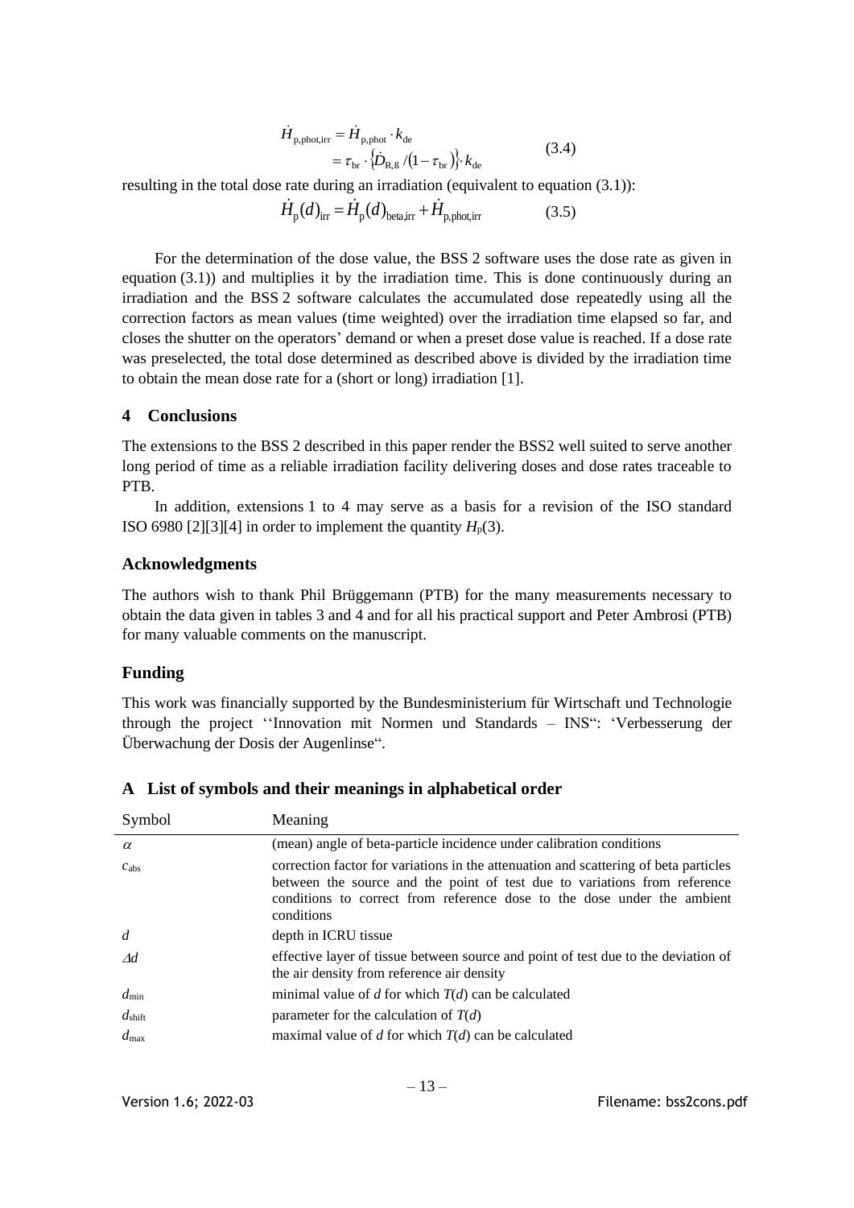$$\dot{H}_{\mathrm{p,phot,irr}} = \dot{H}_{\mathrm{p,phot}} \cdot k_{\mathrm{de}} \\ = \tau_{\mathrm{br}} \cdot \left\{ \dot{D}_{\mathrm{R,ß}} / \left(1-\tau_{\mathrm{br}}\right) \right\} \cdot k_{\mathrm{de}} \tag{3.4}$$

resulting in the total dose rate during an irradiation (equivalent to equation (3.1)):

$$\dot{H}_{\mathrm{p}}(d)_{\mathrm{irr}} = \dot{H}_{\mathrm{p}}(d)_{\mathrm{beta,irr}} + \dot{H}_{\mathrm{p,phot,irr}} \tag{3.5}$$

For the determination of the dose value, the BSS 2 software uses the dose rate as given in equation (3.1)) and multiplies it by the irradiation time. This is done continuously during an irradiation and the BSS 2 software calculates the accumulated dose repeatedly using all the correction factors as mean values (time weighted) over the irradiation time elapsed so far, and closes the shutter on the operators' demand or when a preset dose value is reached. If a dose rate was preselected, the total dose determined as described above is divided by the irradiation time to obtain the mean dose rate for a (short or long) irradiation [1].

## 4 Conclusions

The extensions to the BSS 2 described in this paper render the BSS2 well suited to serve another long period of time as a reliable irradiation facility delivering doses and dose rates traceable to PTB.

In addition, extensions 1 to 4 may serve as a basis for a revision of the ISO standard ISO 6980 [2][3][4] in order to implement the quantity $H_{\mathrm{p}}(3)$.

### Acknowledgments

The authors wish to thank Phil Brüggemann (PTB) for the many measurements necessary to obtain the data given in tables 3 and 4 and for all his practical support and Peter Ambrosi (PTB) for many valuable comments on the manuscript.

### Funding

This work was financially supported by the Bundesministerium für Wirtschaft und Technologie through the project ''Innovation mit Normen und Standards – INS": 'Verbesserung der Überwachung der Dosis der Augenlinse".

## A List of symbols and their meanings in alphabetical order

| Symbol | Meaning |
|---|---|
| $\alpha$ | (mean) angle of beta-particle incidence under calibration conditions |
| $c_{\mathrm{abs}}$ | correction factor for variations in the attenuation and scattering of beta particles between the source and the point of test due to variations from reference conditions to correct from reference dose to the dose under the ambient conditions |
| $d$ | depth in ICRU tissue |
| $\Delta d$ | effective layer of tissue between source and point of test due to the deviation of the air density from reference air density |
| $d_{\mathrm{min}}$ | minimal value of $d$ for which $T(d)$ can be calculated |
| $d_{\mathrm{shift}}$ | parameter for the calculation of $T(d)$ |
| $d_{\mathrm{max}}$ | maximal value of $d$ for which $T(d)$ can be calculated |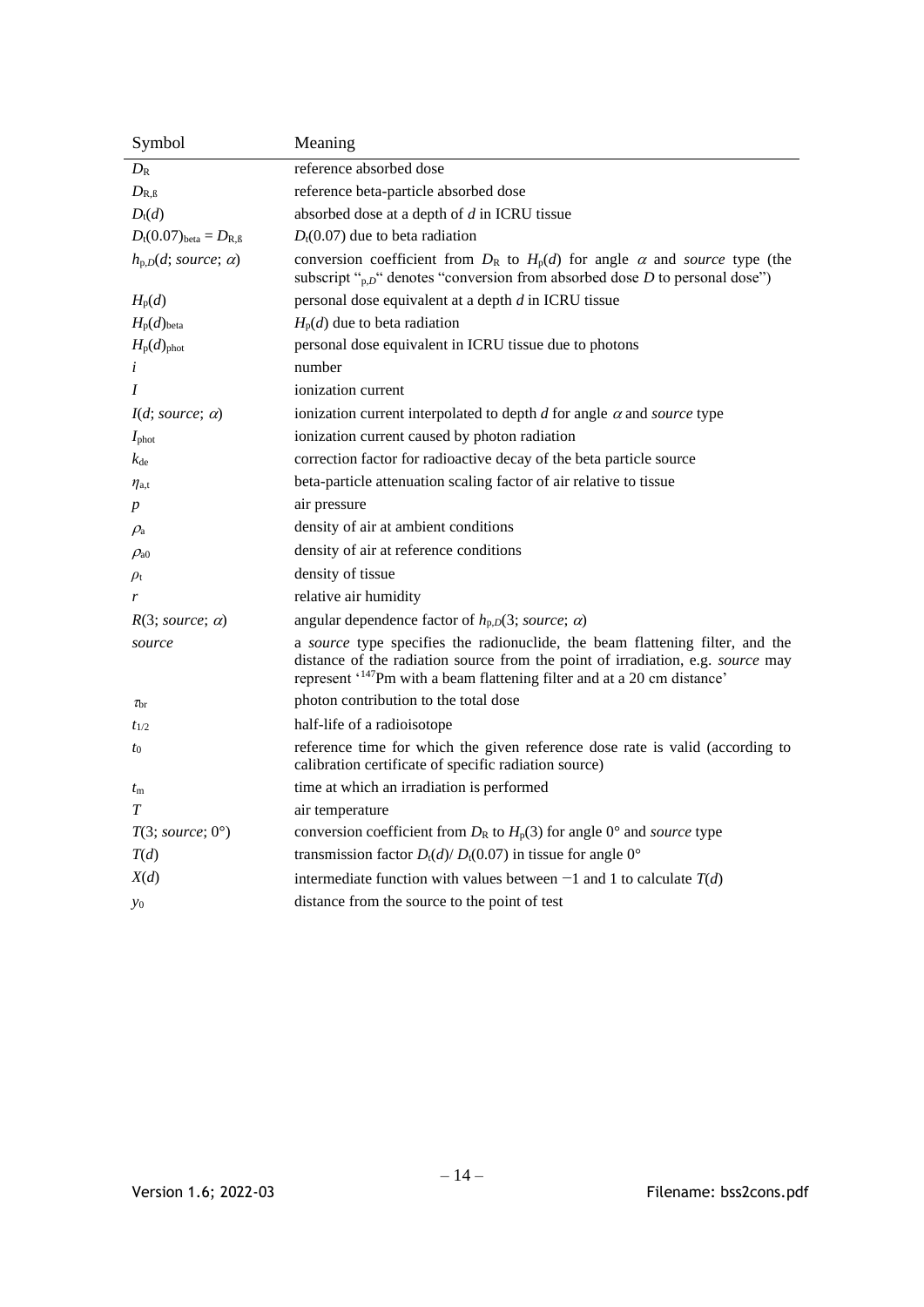| Symbol | Meaning |
|---|---|
| $D_R$ | reference absorbed dose |
| $D_{R,ß}$ | reference beta-particle absorbed dose |
| $D_t(d)$ | absorbed dose at a depth of *d* in ICRU tissue |
| $D_t(0.07)_{beta} = D_{R,ß}$ | $D_t(0.07)$ due to beta radiation |
| $h_{p,D}(d; source; \alpha)$ | conversion coefficient from $D_R$ to $H_p(d)$ for angle $\alpha$ and *source* type (the subscript "$_{p,D}$" denotes "conversion from absorbed dose *D* to personal dose") |
| $H_p(d)$ | personal dose equivalent at a depth *d* in ICRU tissue |
| $H_p(d)_{beta}$ | $H_p(d)$ due to beta radiation |
| $H_p(d)_{phot}$ | personal dose equivalent in ICRU tissue due to photons |
| $i$ | number |
| $I$ | ionization current |
| $I(d; source; \alpha)$ | ionization current interpolated to depth *d* for angle $\alpha$ and *source* type |
| $I_{phot}$ | ionization current caused by photon radiation |
| $k_{de}$ | correction factor for radioactive decay of the beta particle source |
| $\eta_{a,t}$ | beta-particle attenuation scaling factor of air relative to tissue |
| $p$ | air pressure |
| $\rho_a$ | density of air at ambient conditions |
| $\rho_{a0}$ | density of air at reference conditions |
| $\rho_t$ | density of tissue |
| $r$ | relative air humidity |
| $R(3; source; \alpha)$ | angular dependence factor of $h_{p,D}(3; source; \alpha)$ |
| *source* | a *source* type specifies the radionuclide, the beam flattening filter, and the distance of the radiation source from the point of irradiation, e.g. *source* may represent '$^{147}$Pm with a beam flattening filter and at a 20 cm distance' |
| $\tau_{br}$ | photon contribution to the total dose |
| $t_{1/2}$ | half-life of a radioisotope |
| $t_0$ | reference time for which the given reference dose rate is valid (according to calibration certificate of specific radiation source) |
| $t_m$ | time at which an irradiation is performed |
| $T$ | air temperature |
| $T(3; source; 0°)$ | conversion coefficient from $D_R$ to $H_p(3)$ for angle 0° and *source* type |
| $T(d)$ | transmission factor $D_t(d)/ D_t(0.07)$ in tissue for angle 0° |
| $X(d)$ | intermediate function with values between −1 and 1 to calculate $T(d)$ |
| $y_0$ | distance from the source to the point of test |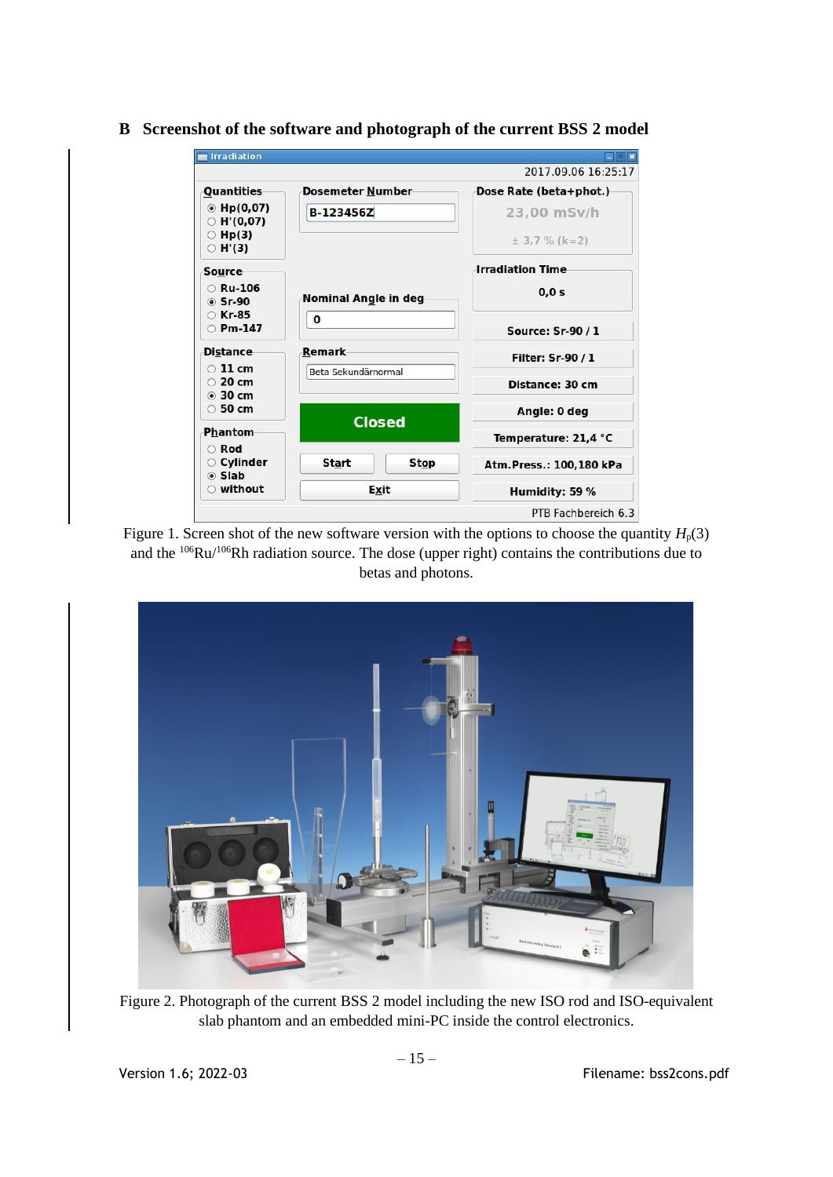## B Screenshot of the software and photograph of the current BSS 2 model

Figure 1. Screen shot of the new software version with the options to choose the quantity $H_p(3)$ and the $^{106}$Ru/$^{106}$Rh radiation source. The dose (upper right) contains the contributions due to betas and photons.

Figure 2. Photograph of the current BSS 2 model including the new ISO rod and ISO-equivalent slab phantom and an embedded mini-PC inside the control electronics.

Version 1.6; 2022-03 Filename: bss2cons.pdf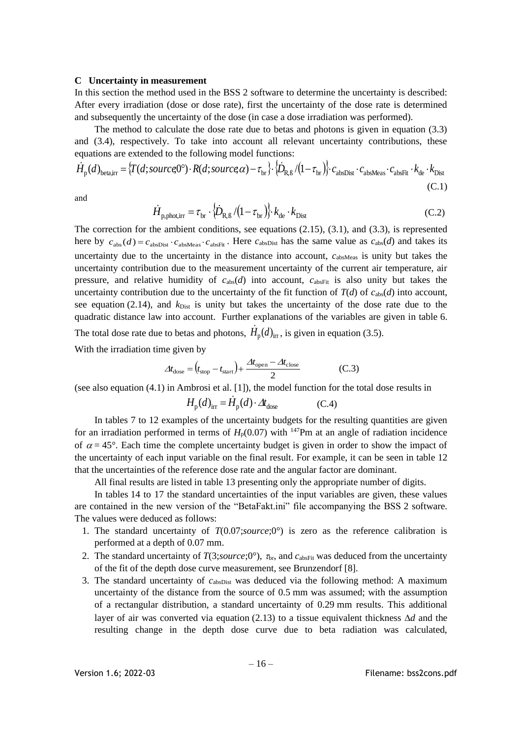## C Uncertainty in measurement

In this section the method used in the BSS 2 software to determine the uncertainty is described: After every irradiation (dose or dose rate), first the uncertainty of the dose rate is determined and subsequently the uncertainty of the dose (in case a dose irradiation was performed).

The method to calculate the dose rate due to betas and photons is given in equation (3.3) and (3.4), respectively. To take into account all relevant uncertainty contributions, these equations are extended to the following model functions:

$$\dot{H}_{\mathrm{p}}(d)_{\mathrm{beta,irr}} = \{T(d;source,0°)\cdot R(d;source,\alpha) - \tau_{\mathrm{br}}\}\cdot\{\dot{D}_{\mathrm{R,ß}}/(1-\tau_{\mathrm{br}})\}\cdot c_{\mathrm{absDist}}\cdot c_{\mathrm{absMeas}}\cdot c_{\mathrm{absFit}}\cdot k_{\mathrm{de}}\cdot k_{\mathrm{Dist}} \tag{C.1}$$

and

$$\dot{H}_{\mathrm{p,phot,irr}} = \tau_{\mathrm{br}}\cdot\{\dot{D}_{\mathrm{R,ß}}/(1-\tau_{\mathrm{br}})\}\cdot k_{\mathrm{de}}\cdot k_{\mathrm{Dist}} \tag{C.2}$$

The correction for the ambient conditions, see equations (2.15), (3.1), and (3.3), is represented here by $c_{\mathrm{abs}}(d) = c_{\mathrm{absDist}}\cdot c_{\mathrm{absMeas}}\cdot c_{\mathrm{absFit}}$. Here $c_{\mathrm{absDist}}$ has the same value as $c_{\mathrm{abs}}(d)$ and takes its uncertainty due to the uncertainty in the distance into account, $c_{\mathrm{absMeas}}$ is unity but takes the uncertainty contribution due to the measurement uncertainty of the current air temperature, air pressure, and relative humidity of $c_{\mathrm{abs}}(d)$ into account, $c_{\mathrm{absFit}}$ is also unity but takes the uncertainty contribution due to the uncertainty of the fit function of $T(d)$ of $c_{\mathrm{abs}}(d)$ into account, see equation (2.14), and $k_{\mathrm{Dist}}$ is unity but takes the uncertainty of the dose rate due to the quadratic distance law into account. Further explanations of the variables are given in table 6. The total dose rate due to betas and photons, $\dot{H}_{\mathrm{p}}(d)_{\mathrm{irr}}$, is given in equation (3.5).

With the irradiation time given by

$$\Delta t_{\mathrm{dose}} = (t_{\mathrm{stop}} - t_{\mathrm{start}}) + \frac{\Delta t_{\mathrm{open}} - \Delta t_{\mathrm{close}}}{2} \tag{C.3}$$

(see also equation (4.1) in Ambrosi et al. [1]), the model function for the total dose results in

$$H_{\mathrm{p}}(d)_{\mathrm{irr}} = \dot{H}_{\mathrm{p}}(d)\cdot\Delta t_{\mathrm{dose}} \tag{C.4}$$

In tables 7 to 12 examples of the uncertainty budgets for the resulting quantities are given for an irradiation performed in terms of $H_{\mathrm{p}}(0.07)$ with $^{147}$Pm at an angle of radiation incidence of $\alpha = 45°$. Each time the complete uncertainty budget is given in order to show the impact of the uncertainty of each input variable on the final result. For example, it can be seen in table 12 that the uncertainties of the reference dose rate and the angular factor are dominant.

All final results are listed in table 13 presenting only the appropriate number of digits.

In tables 14 to 17 the standard uncertainties of the input variables are given, these values are contained in the new version of the "BetaFakt.ini" file accompanying the BSS 2 software. The values were deduced as follows:

1. The standard uncertainty of $T(0.07;source;0°)$ is zero as the reference calibration is performed at a depth of 0.07 mm.
2. The standard uncertainty of $T(3;source;0°)$, $\tau_{\mathrm{br}}$, and $c_{\mathrm{absFit}}$ was deduced from the uncertainty of the fit of the depth dose curve measurement, see Brunzendorf [8].
3. The standard uncertainty of $c_{\mathrm{absDist}}$ was deduced via the following method: A maximum uncertainty of the distance from the source of 0.5 mm was assumed; with the assumption of a rectangular distribution, a standard uncertainty of 0.29 mm results. This additional layer of air was converted via equation (2.13) to a tissue equivalent thickness $\Delta d$ and the resulting change in the depth dose curve due to beta radiation was calculated,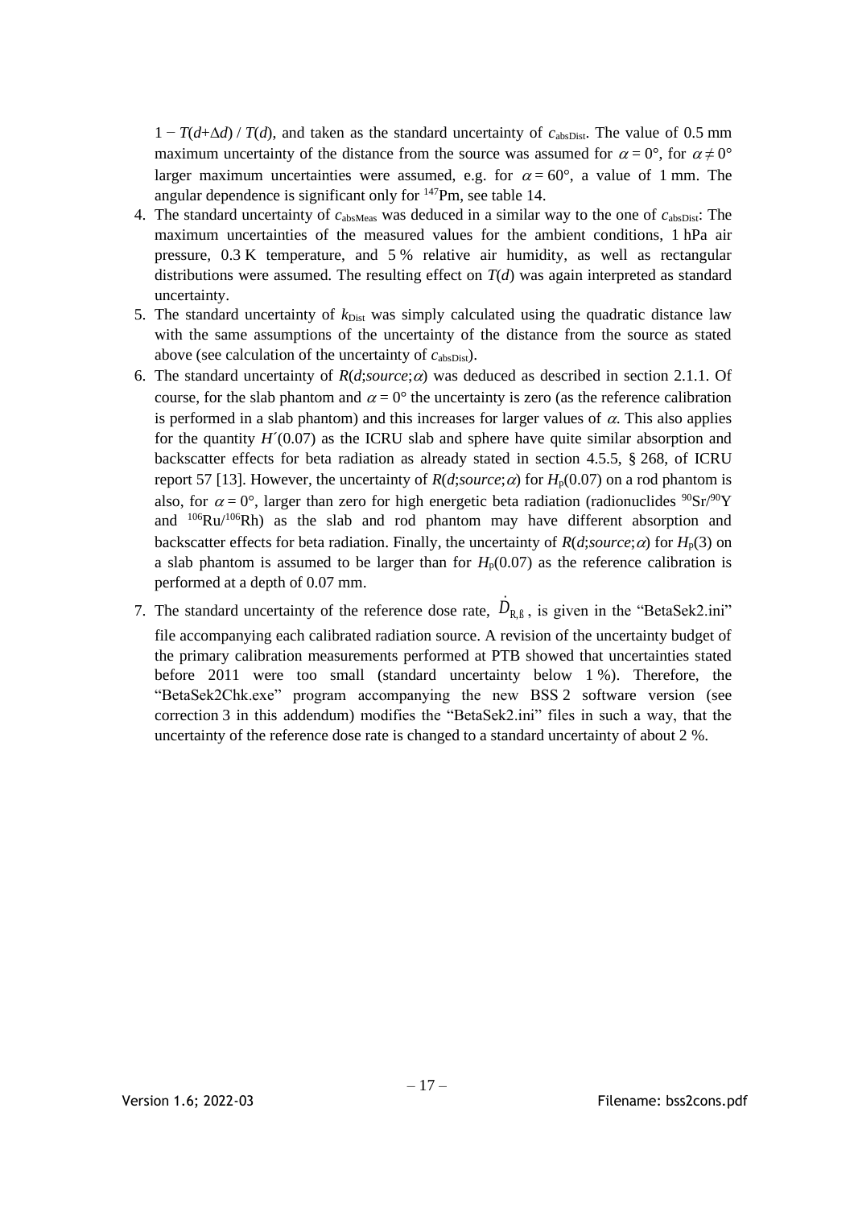$1 - T(d+\Delta d) / T(d)$, and taken as the standard uncertainty of $c_{\mathrm{absDist}}$. The value of 0.5 mm maximum uncertainty of the distance from the source was assumed for $\alpha = 0°$, for $\alpha \neq 0°$ larger maximum uncertainties were assumed, e.g. for $\alpha = 60°$, a value of 1 mm. The angular dependence is significant only for $^{147}$Pm, see table 14.

4. The standard uncertainty of $c_{\mathrm{absMeas}}$ was deduced in a similar way to the one of $c_{\mathrm{absDist}}$: The maximum uncertainties of the measured values for the ambient conditions, 1 hPa air pressure, 0.3 K temperature, and 5 % relative air humidity, as well as rectangular distributions were assumed. The resulting effect on $T(d)$ was again interpreted as standard uncertainty.
5. The standard uncertainty of $k_{\mathrm{Dist}}$ was simply calculated using the quadratic distance law with the same assumptions of the uncertainty of the distance from the source as stated above (see calculation of the uncertainty of $c_{\mathrm{absDist}}$).
6. The standard uncertainty of $R(d;source;\alpha)$ was deduced as described in section 2.1.1. Of course, for the slab phantom and $\alpha = 0°$ the uncertainty is zero (as the reference calibration is performed in a slab phantom) and this increases for larger values of $\alpha$. This also applies for the quantity $H'(0.07)$ as the ICRU slab and sphere have quite similar absorption and backscatter effects for beta radiation as already stated in section 4.5.5, § 268, of ICRU report 57 [13]. However, the uncertainty of $R(d;source;\alpha)$ for $H_{\mathrm{p}}(0.07)$ on a rod phantom is also, for $\alpha = 0°$, larger than zero for high energetic beta radiation (radionuclides $^{90}$Sr/$^{90}$Y and $^{106}$Ru/$^{106}$Rh) as the slab and rod phantom may have different absorption and backscatter effects for beta radiation. Finally, the uncertainty of $R(d;source;\alpha)$ for $H_{\mathrm{p}}(3)$ on a slab phantom is assumed to be larger than for $H_{\mathrm{p}}(0.07)$ as the reference calibration is performed at a depth of 0.07 mm.
7. The standard uncertainty of the reference dose rate, $\dot{D}_{\mathrm{R,ß}}$, is given in the "BetaSek2.ini" file accompanying each calibrated radiation source. A revision of the uncertainty budget of the primary calibration measurements performed at PTB showed that uncertainties stated before 2011 were too small (standard uncertainty below 1 %). Therefore, the "BetaSek2Chk.exe" program accompanying the new BSS 2 software version (see correction 3 in this addendum) modifies the "BetaSek2.ini" files in such a way, that the uncertainty of the reference dose rate is changed to a standard uncertainty of about 2 %.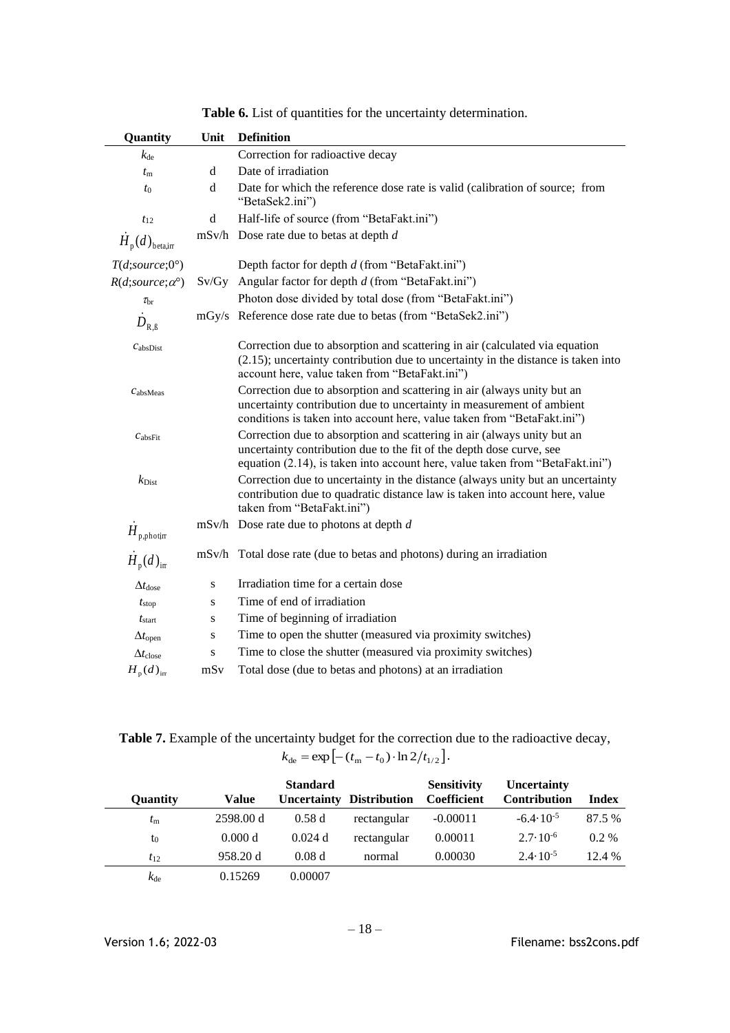**Table 6.** List of quantities for the uncertainty determination.

| Quantity | Unit | Definition |
|---|---|---|
| $k_{de}$ | | Correction for radioactive decay |
| $t_m$ | d | Date of irradiation |
| $t_0$ | d | Date for which the reference dose rate is valid (calibration of source; from "BetaSek2.ini") |
| $t_{12}$ | d | Half-life of source (from "BetaFakt.ini") |
| $\dot{H}_p(d)_{beta,irr}$ | mSv/h | Dose rate due to betas at depth $d$ |
| $T(d;source;0°)$ | | Depth factor for depth $d$ (from "BetaFakt.ini") |
| $R(d;source;\alpha°)$ | Sv/Gy | Angular factor for depth $d$ (from "BetaFakt.ini") |
| $\tau_{br}$ | | Photon dose divided by total dose (from "BetaFakt.ini") |
| $\dot{D}_{R,ß}$ | mGy/s | Reference dose rate due to betas (from "BetaSek2.ini") |
| $c_{absDist}$ | | Correction due to absorption and scattering in air (calculated via equation (2.15); uncertainty contribution due to uncertainty in the distance is taken into account here, value taken from "BetaFakt.ini") |
| $c_{absMeas}$ | | Correction due to absorption and scattering in air (always unity but an uncertainty contribution due to uncertainty in measurement of ambient conditions is taken into account here, value taken from "BetaFakt.ini") |
| $c_{absFit}$ | | Correction due to absorption and scattering in air (always unity but an uncertainty contribution due to the fit of the depth dose curve, see equation (2.14), is taken into account here, value taken from "BetaFakt.ini") |
| $k_{Dist}$ | | Correction due to uncertainty in the distance (always unity but an uncertainty contribution due to quadratic distance law is taken into account here, value taken from "BetaFakt.ini") |
| $\dot{H}_{p,phot,irr}$ | mSv/h | Dose rate due to photons at depth $d$ |
| $\dot{H}_p(d)_{irr}$ | mSv/h | Total dose rate (due to betas and photons) during an irradiation |
| $\Delta t_{dose}$ | s | Irradiation time for a certain dose |
| $t_{stop}$ | s | Time of end of irradiation |
| $t_{start}$ | s | Time of beginning of irradiation |
| $\Delta t_{open}$ | s | Time to open the shutter (measured via proximity switches) |
| $\Delta t_{close}$ | s | Time to close the shutter (measured via proximity switches) |
| $H_p(d)_{irr}$ | mSv | Total dose (due to betas and photons) at an irradiation |

**Table 7.** Example of the uncertainty budget for the correction due to the radioactive decay, $k_{de} = \exp\left[-(t_m - t_0)\cdot \ln 2/t_{1/2}\right]$.

| Quantity | Value | Standard Uncertainty | Distribution | Sensitivity Coefficient | Uncertainty Contribution | Index |
|---|---|---|---|---|---|---|
| $t_m$ | 2598.00 d | 0.58 d | rectangular | -0.00011 | $-6.4\cdot10^{-5}$ | 87.5 % |
| $t_0$ | 0.000 d | 0.024 d | rectangular | 0.00011 | $2.7\cdot10^{-6}$ | 0.2 % |
| $t_{12}$ | 958.20 d | 0.08 d | normal | 0.00030 | $2.4\cdot10^{-5}$ | 12.4 % |
| $k_{de}$ | 0.15269 | 0.00007 | | | | |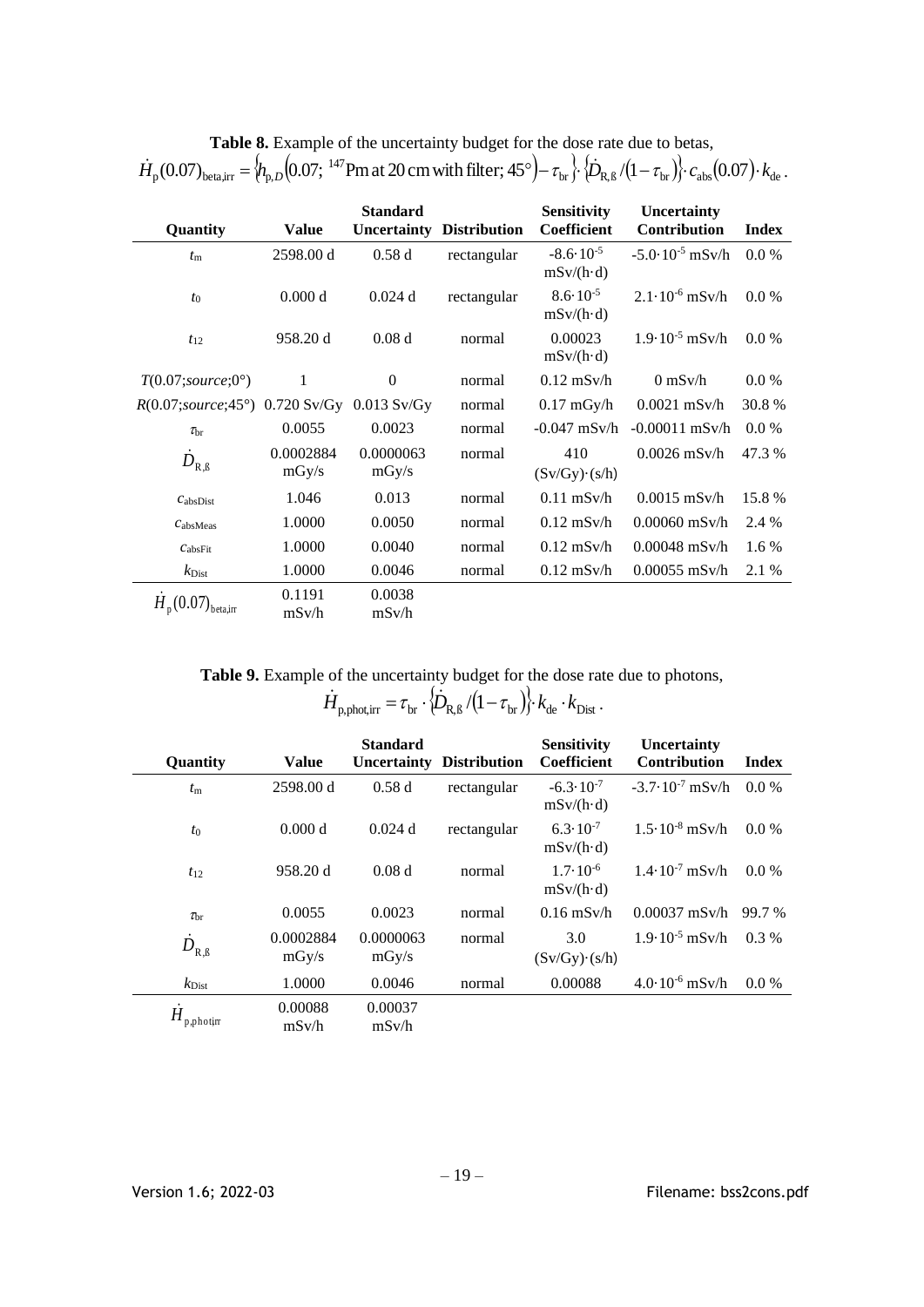**Table 8.** Example of the uncertainty budget for the dose rate due to betas,

$$\dot{H}_{\mathrm{p}}(0.07)_{\mathrm{beta,irr}} = \left\{h_{\mathrm{p},D}\left(0.07;\ {}^{147}\mathrm{Pm\ at\ 20\,cm\ with\ filter};\ 45°\right) - \tau_{\mathrm{br}}\right\} \cdot \left\{\dot{D}_{\mathrm{R,ß}} / \left(1-\tau_{\mathrm{br}}\right)\right\} \cdot c_{\mathrm{abs}}(0.07) \cdot k_{\mathrm{de}}\,.$$

| Quantity | Value | Standard Uncertainty | Distribution | Sensitivity Coefficient | Uncertainty Contribution | Index |
|---|---|---|---|---|---|---|
| $t_m$ | 2598.00 d | 0.58 d | rectangular | $-8.6 \cdot 10^{-5}$ mSv/(h·d) | $-5.0 \cdot 10^{-5}$ mSv/h | 0.0 % |
| $t_0$ | 0.000 d | 0.024 d | rectangular | $8.6 \cdot 10^{-5}$ mSv/(h·d) | $2.1 \cdot 10^{-6}$ mSv/h | 0.0 % |
| $t_{12}$ | 958.20 d | 0.08 d | normal | 0.00023 mSv/(h·d) | $1.9 \cdot 10^{-5}$ mSv/h | 0.0 % |
| $T(0.07;source;0°)$ | 1 | 0 | normal | 0.12 mSv/h | 0 mSv/h | 0.0 % |
| $R(0.07;source;45°)$ | 0.720 Sv/Gy | 0.013 Sv/Gy | normal | 0.17 mGy/h | 0.0021 mSv/h | 30.8 % |
| $\tau_{br}$ | 0.0055 | 0.0023 | normal | -0.047 mSv/h | -0.00011 mSv/h | 0.0 % |
| $\dot{D}_{R,ß}$ | 0.0002884 mGy/s | 0.0000063 mGy/s | normal | 410 (Sv/Gy)·(s/h) | 0.0026 mSv/h | 47.3 % |
| $c_{absDist}$ | 1.046 | 0.013 | normal | 0.11 mSv/h | 0.0015 mSv/h | 15.8 % |
| $c_{absMeas}$ | 1.0000 | 0.0050 | normal | 0.12 mSv/h | 0.00060 mSv/h | 2.4 % |
| $c_{absFit}$ | 1.0000 | 0.0040 | normal | 0.12 mSv/h | 0.00048 mSv/h | 1.6 % |
| $k_{Dist}$ | 1.0000 | 0.0046 | normal | 0.12 mSv/h | 0.00055 mSv/h | 2.1 % |
| $\dot{H}_{p}(0.07)_{beta,irr}$ | 0.1191 mSv/h | 0.0038 mSv/h | | | | |

**Table 9.** Example of the uncertainty budget for the dose rate due to photons,

$$\dot{H}_{\mathrm{p,phot,irr}} = \tau_{\mathrm{br}} \cdot \left\{\dot{D}_{\mathrm{R,ß}} / \left(1-\tau_{\mathrm{br}}\right)\right\} \cdot k_{\mathrm{de}} \cdot k_{\mathrm{Dist}}\,.$$

| Quantity | Value | Standard Uncertainty | Distribution | Sensitivity Coefficient | Uncertainty Contribution | Index |
|---|---|---|---|---|---|---|
| $t_m$ | 2598.00 d | 0.58 d | rectangular | $-6.3 \cdot 10^{-7}$ mSv/(h·d) | $-3.7 \cdot 10^{-7}$ mSv/h | 0.0 % |
| $t_0$ | 0.000 d | 0.024 d | rectangular | $6.3 \cdot 10^{-7}$ mSv/(h·d) | $1.5 \cdot 10^{-8}$ mSv/h | 0.0 % |
| $t_{12}$ | 958.20 d | 0.08 d | normal | $1.7 \cdot 10^{-6}$ mSv/(h·d) | $1.4 \cdot 10^{-7}$ mSv/h | 0.0 % |
| $\tau_{br}$ | 0.0055 | 0.0023 | normal | 0.16 mSv/h | 0.00037 mSv/h | 99.7 % |
| $\dot{D}_{R,ß}$ | 0.0002884 mGy/s | 0.0000063 mGy/s | normal | 3.0 (Sv/Gy)·(s/h) | $1.9 \cdot 10^{-5}$ mSv/h | 0.3 % |
| $k_{Dist}$ | 1.0000 | 0.0046 | normal | 0.00088 | $4.0 \cdot 10^{-6}$ mSv/h | 0.0 % |
| $\dot{H}_{p,phot,irr}$ | 0.00088 mSv/h | 0.00037 mSv/h | | | | |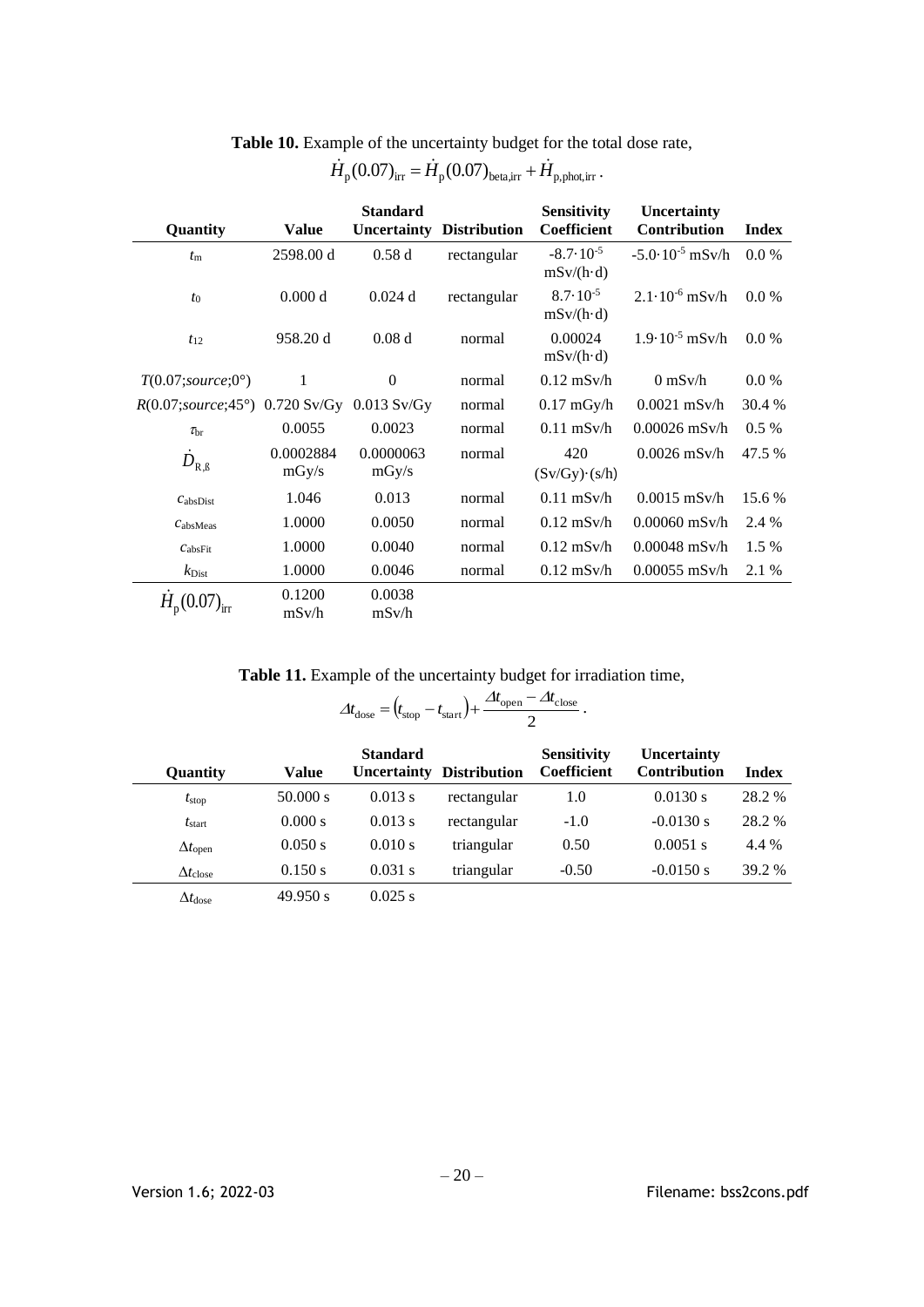**Table 10.** Example of the uncertainty budget for the total dose rate, $\dot{H}_{\mathrm{p}}(0.07)_{\mathrm{irr}} = \dot{H}_{\mathrm{p}}(0.07)_{\mathrm{beta,irr}} + \dot{H}_{\mathrm{p,phot,irr}}$.

| Quantity | Value | Standard Uncertainty | Distribution | Sensitivity Coefficient | Uncertainty Contribution | Index |
|---|---|---|---|---|---|---|
| $t_{\mathrm{m}}$ | 2598.00 d | 0.58 d | rectangular | $-8.7\cdot10^{-5}$ mSv/(h·d) | $-5.0\cdot10^{-5}$ mSv/h | 0.0 % |
| $t_0$ | 0.000 d | 0.024 d | rectangular | $8.7\cdot10^{-5}$ mSv/(h·d) | $2.1\cdot10^{-6}$ mSv/h | 0.0 % |
| $t_{12}$ | 958.20 d | 0.08 d | normal | 0.00024 mSv/(h·d) | $1.9\cdot10^{-5}$ mSv/h | 0.0 % |
| $T(0.07;source;0°)$ | 1 | 0 | normal | 0.12 mSv/h | 0 mSv/h | 0.0 % |
| $R(0.07;source;45°)$ | 0.720 Sv/Gy | 0.013 Sv/Gy | normal | 0.17 mGy/h | 0.0021 mSv/h | 30.4 % |
| $\tau_{\mathrm{br}}$ | 0.0055 | 0.0023 | normal | 0.11 mSv/h | 0.00026 mSv/h | 0.5 % |
| $\dot{D}_{\mathrm{R,ß}}$ | 0.0002884 mGy/s | 0.0000063 mGy/s | normal | 420 (Sv/Gy)·(s/h) | 0.0026 mSv/h | 47.5 % |
| $c_{\mathrm{absDist}}$ | 1.046 | 0.013 | normal | 0.11 mSv/h | 0.0015 mSv/h | 15.6 % |
| $c_{\mathrm{absMeas}}$ | 1.0000 | 0.0050 | normal | 0.12 mSv/h | 0.00060 mSv/h | 2.4 % |
| $c_{\mathrm{absFit}}$ | 1.0000 | 0.0040 | normal | 0.12 mSv/h | 0.00048 mSv/h | 1.5 % |
| $k_{\mathrm{Dist}}$ | 1.0000 | 0.0046 | normal | 0.12 mSv/h | 0.00055 mSv/h | 2.1 % |
| $\dot{H}_{\mathrm{p}}(0.07)_{\mathrm{irr}}$ | 0.1200 mSv/h | 0.0038 mSv/h | | | | |

**Table 11.** Example of the uncertainty budget for irradiation time, $\Delta t_{\mathrm{dose}} = (t_{\mathrm{stop}} - t_{\mathrm{start}}) + \dfrac{\Delta t_{\mathrm{open}} - \Delta t_{\mathrm{close}}}{2}$.

| Quantity | Value | Standard Uncertainty | Distribution | Sensitivity Coefficient | Uncertainty Contribution | Index |
|---|---|---|---|---|---|---|
| $t_{\mathrm{stop}}$ | 50.000 s | 0.013 s | rectangular | 1.0 | 0.0130 s | 28.2 % |
| $t_{\mathrm{start}}$ | 0.000 s | 0.013 s | rectangular | -1.0 | -0.0130 s | 28.2 % |
| $\Delta t_{\mathrm{open}}$ | 0.050 s | 0.010 s | triangular | 0.50 | 0.0051 s | 4.4 % |
| $\Delta t_{\mathrm{close}}$ | 0.150 s | 0.031 s | triangular | -0.50 | -0.0150 s | 39.2 % |
| $\Delta t_{\mathrm{dose}}$ | 49.950 s | 0.025 s | | | | |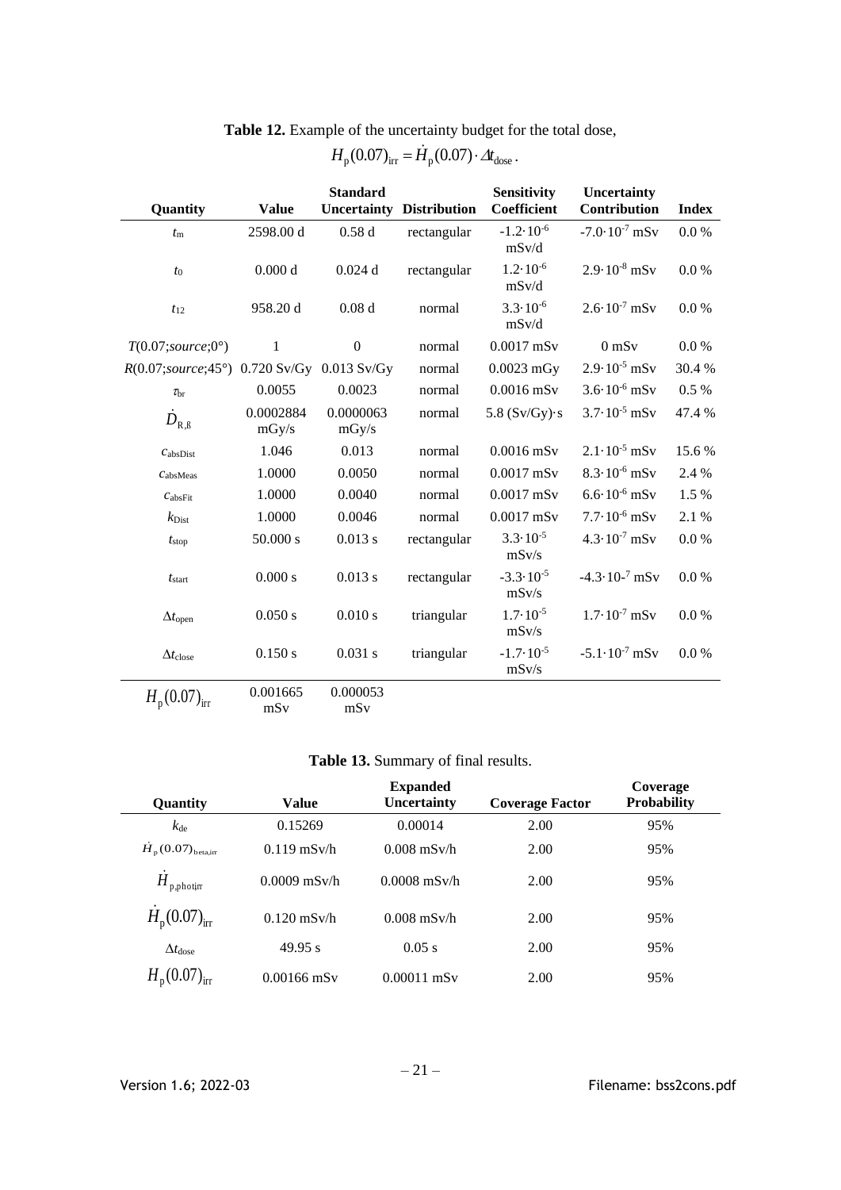**Table 12.** Example of the uncertainty budget for the total dose, $H_{\mathrm{p}}(0.07)_{\mathrm{irr}} = \dot{H}_{\mathrm{p}}(0.07) \cdot \Delta t_{\mathrm{dose}}$.

| Quantity | Value | Standard Uncertainty | Distribution | Sensitivity Coefficient | Uncertainty Contribution | Index |
|---|---|---|---|---|---|---|
| $t_{\mathrm{m}}$ | 2598.00 d | 0.58 d | rectangular | $-1.2 \cdot 10^{-6}$ mSv/d | $-7.0 \cdot 10^{-7}$ mSv | 0.0 % |
| $t_0$ | 0.000 d | 0.024 d | rectangular | $1.2 \cdot 10^{-6}$ mSv/d | $2.9 \cdot 10^{-8}$ mSv | 0.0 % |
| $t_{12}$ | 958.20 d | 0.08 d | normal | $3.3 \cdot 10^{-6}$ mSv/d | $2.6 \cdot 10^{-7}$ mSv | 0.0 % |
| $T(0.07;source;0°)$ | 1 | 0 | normal | 0.0017 mSv | 0 mSv | 0.0 % |
| $R(0.07;source;45°)$ | 0.720 Sv/Gy | 0.013 Sv/Gy | normal | 0.0023 mGy | $2.9 \cdot 10^{-5}$ mSv | 30.4 % |
| $\tau_{\mathrm{br}}$ | 0.0055 | 0.0023 | normal | 0.0016 mSv | $3.6 \cdot 10^{-6}$ mSv | 0.5 % |
| $\dot{D}_{\mathrm{R,ß}}$ | 0.0002884 mGy/s | 0.0000063 mGy/s | normal | 5.8 (Sv/Gy)·s | $3.7 \cdot 10^{-5}$ mSv | 47.4 % |
| $c_{\mathrm{absDist}}$ | 1.046 | 0.013 | normal | 0.0016 mSv | $2.1 \cdot 10^{-5}$ mSv | 15.6 % |
| $c_{\mathrm{absMeas}}$ | 1.0000 | 0.0050 | normal | 0.0017 mSv | $8.3 \cdot 10^{-6}$ mSv | 2.4 % |
| $c_{\mathrm{absFit}}$ | 1.0000 | 0.0040 | normal | 0.0017 mSv | $6.6 \cdot 10^{-6}$ mSv | 1.5 % |
| $k_{\mathrm{Dist}}$ | 1.0000 | 0.0046 | normal | 0.0017 mSv | $7.7 \cdot 10^{-6}$ mSv | 2.1 % |
| $t_{\mathrm{stop}}$ | 50.000 s | 0.013 s | rectangular | $3.3 \cdot 10^{-5}$ mSv/s | $4.3 \cdot 10^{-7}$ mSv | 0.0 % |
| $t_{\mathrm{start}}$ | 0.000 s | 0.013 s | rectangular | $-3.3 \cdot 10^{-5}$ mSv/s | $-4.3 \cdot 10^{-7}$ mSv | 0.0 % |
| $\Delta t_{\mathrm{open}}$ | 0.050 s | 0.010 s | triangular | $1.7 \cdot 10^{-5}$ mSv/s | $1.7 \cdot 10^{-7}$ mSv | 0.0 % |
| $\Delta t_{\mathrm{close}}$ | 0.150 s | 0.031 s | triangular | $-1.7 \cdot 10^{-5}$ mSv/s | $-5.1 \cdot 10^{-7}$ mSv | 0.0 % |
| $H_{\mathrm{p}}(0.07)_{\mathrm{irr}}$ | 0.001665 mSv | 0.000053 mSv | | | | |

**Table 13.** Summary of final results.

| Quantity | Value | Expanded Uncertainty | Coverage Factor | Coverage Probability |
|---|---|---|---|---|
| $k_{\mathrm{de}}$ | 0.15269 | 0.00014 | 2.00 | 95% |
| $\dot{H}_{\mathrm{p}}(0.07)_{\mathrm{beta,irr}}$ | 0.119 mSv/h | 0.008 mSv/h | 2.00 | 95% |
| $\dot{H}_{\mathrm{p,phot,irr}}$ | 0.0009 mSv/h | 0.0008 mSv/h | 2.00 | 95% |
| $\dot{H}_{\mathrm{p}}(0.07)_{\mathrm{irr}}$ | 0.120 mSv/h | 0.008 mSv/h | 2.00 | 95% |
| $\Delta t_{\mathrm{dose}}$ | 49.95 s | 0.05 s | 2.00 | 95% |
| $H_{\mathrm{p}}(0.07)_{\mathrm{irr}}$ | 0.00166 mSv | 0.00011 mSv | 2.00 | 95% |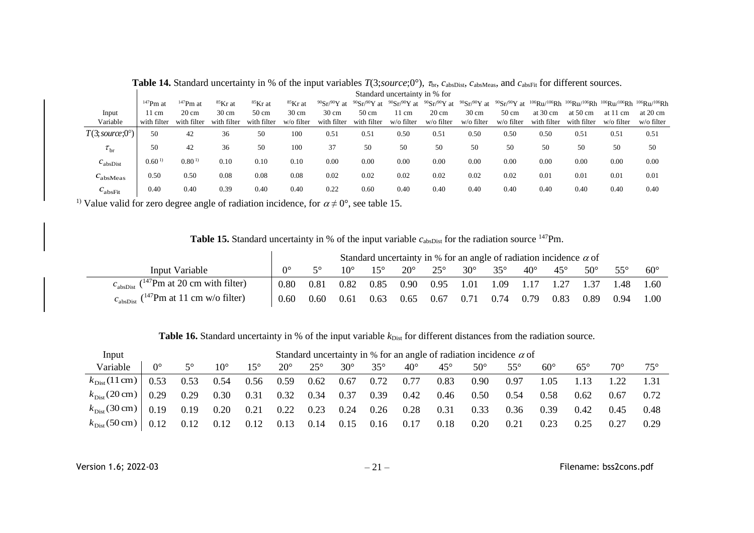**Table 14.** Standard uncertainty in % of the input variables $T(3;source;0°)$, $\tau_{br}$, $c_{absDist}$, $c_{absMeas}$, and $c_{absFit}$ for different sources.

| Input Variable | Standard uncertainty in % for | | | | | | | | | | | | | | |
|---|---|---|---|---|---|---|---|---|---|---|---|---|---|---|---|
| | $^{147}$Pm at 11 cm with filter | $^{147}$Pm at 20 cm with filter | $^{85}$Kr at 30 cm with filter | $^{85}$Kr at 50 cm with filter | $^{85}$Kr at 30 cm w/o filter | $^{90}$Sr/$^{90}$Y at 30 cm with filter | $^{90}$Sr/$^{90}$Y at 50 cm with filter | $^{90}$Sr/$^{90}$Y at 11 cm w/o filter | $^{90}$Sr/$^{90}$Y at 20 cm w/o filter | $^{90}$Sr/$^{90}$Y at 30 cm w/o filter | $^{90}$Sr/$^{90}$Y at 50 cm w/o filter | $^{106}$Ru/$^{106}$Rh at 30 cm with filter | $^{106}$Ru/$^{106}$Rh at 50 cm with filter | $^{106}$Ru/$^{106}$Rh at 11 cm w/o filter | $^{106}$Ru/$^{106}$Rh at 20 cm w/o filter |
| $T(3;source;0°)$ | 50 | 42 | 36 | 50 | 100 | 0.51 | 0.51 | 0.50 | 0.51 | 0.50 | 0.50 | 0.50 | 0.51 | 0.51 | 0.51 |
| $\tau_{br}$ | 50 | 42 | 36 | 50 | 100 | 37 | 50 | 50 | 50 | 50 | 50 | 50 | 50 | 50 | 50 |
| $c_{absDist}$ | 0.60 [1)] | 0.80 [1)] | 0.10 | 0.10 | 0.10 | 0.00 | 0.00 | 0.00 | 0.00 | 0.00 | 0.00 | 0.00 | 0.00 | 0.00 | 0.00 |
| $c_{absMeas}$ | 0.50 | 0.50 | 0.08 | 0.08 | 0.08 | 0.02 | 0.02 | 0.02 | 0.02 | 0.02 | 0.02 | 0.01 | 0.01 | 0.01 | 0.01 |
| $c_{absFit}$ | 0.40 | 0.40 | 0.39 | 0.40 | 0.40 | 0.22 | 0.60 | 0.40 | 0.40 | 0.40 | 0.40 | 0.40 | 0.40 | 0.40 | 0.40 |

[1)] Value valid for zero degree angle of radiation incidence, for $\alpha \neq 0°$, see table 15.

**Table 15.** Standard uncertainty in % of the input variable $c_{absDist}$ for the radiation source $^{147}$Pm.

| Input Variable | Standard uncertainty in % for an angle of radiation incidence $\alpha$ of | | | | | | | | | | | | |
|---|---|---|---|---|---|---|---|---|---|---|---|---|---|
| | 0° | 5° | 10° | 15° | 20° | 25° | 30° | 35° | 40° | 45° | 50° | 55° | 60° |
| $c_{absDist}$ ($^{147}$Pm at 20 cm with filter) | 0.80 | 0.81 | 0.82 | 0.85 | 0.90 | 0.95 | 1.01 | 1.09 | 1.17 | 1.27 | 1.37 | 1.48 | 1.60 |
| $c_{absDist}$ ($^{147}$Pm at 11 cm w/o filter) | 0.60 | 0.60 | 0.61 | 0.63 | 0.65 | 0.67 | 0.71 | 0.74 | 0.79 | 0.83 | 0.89 | 0.94 | 1.00 |

**Table 16.** Standard uncertainty in % of the input variable $k_{Dist}$ for different distances from the radiation source.

| Input Variable | Standard uncertainty in % for an angle of radiation incidence $\alpha$ of | | | | | | | | | | | | | | | |
|---|---|---|---|---|---|---|---|---|---|---|---|---|---|---|---|---|
| | 0° | 5° | 10° | 15° | 20° | 25° | 30° | 35° | 40° | 45° | 50° | 55° | 60° | 65° | 70° | 75° |
| $k_{Dist}(11\,\text{cm})$ | 0.53 | 0.53 | 0.54 | 0.56 | 0.59 | 0.62 | 0.67 | 0.72 | 0.77 | 0.83 | 0.90 | 0.97 | 1.05 | 1.13 | 1.22 | 1.31 |
| $k_{Dist}(20\,\text{cm})$ | 0.29 | 0.29 | 0.30 | 0.31 | 0.32 | 0.34 | 0.37 | 0.39 | 0.42 | 0.46 | 0.50 | 0.54 | 0.58 | 0.62 | 0.67 | 0.72 |
| $k_{Dist}(30\,\text{cm})$ | 0.19 | 0.19 | 0.20 | 0.21 | 0.22 | 0.23 | 0.24 | 0.26 | 0.28 | 0.31 | 0.33 | 0.36 | 0.39 | 0.42 | 0.45 | 0.48 |
| $k_{Dist}(50\,\text{cm})$ | 0.12 | 0.12 | 0.12 | 0.12 | 0.13 | 0.14 | 0.15 | 0.16 | 0.17 | 0.18 | 0.20 | 0.21 | 0.23 | 0.25 | 0.27 | 0.29 |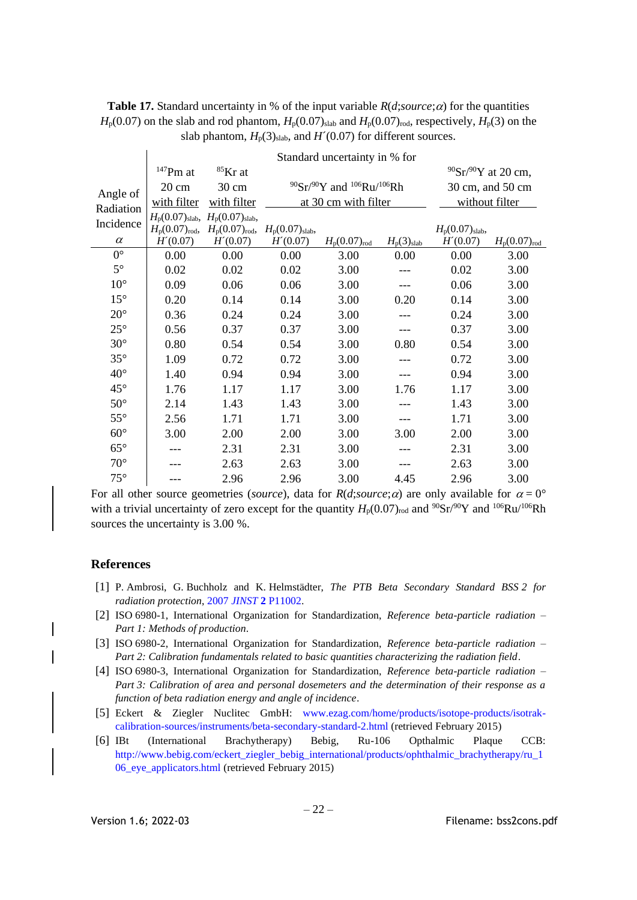**Table 17.** Standard uncertainty in % of the input variable $R(d;source;\alpha)$ for the quantities $H_p(0.07)$ on the slab and rod phantom, $H_p(0.07)_{slab}$ and $H_p(0.07)_{rod}$, respectively, $H_p(3)$ on the slab phantom, $H_p(3)_{slab}$, and $H'(0.07)$ for different sources.

| Angle of Radiation Incidence | Standard uncertainty in % for | | | | | | |
|---|---|---|---|---|---|---|---|
| | $^{147}$Pm at 20 cm with filter | $^{85}$Kr at 30 cm with filter | $^{90}$Sr/$^{90}$Y and $^{106}$Ru/$^{106}$Rh at 30 cm with filter | | | $^{90}$Sr/$^{90}$Y at 20 cm, 30 cm, and 50 cm without filter | |
| $\alpha$ | $H_p(0.07)_{slab}$, $H_p(0.07)_{rod}$, $H'(0.07)$ | $H_p(0.07)_{slab}$, $H_p(0.07)_{rod}$, $H'(0.07)$ | $H_p(0.07)_{slab}$, $H'(0.07)$ | $H_p(0.07)_{rod}$ | $H_p(3)_{slab}$ | $H_p(0.07)_{slab}$, $H'(0.07)$ | $H_p(0.07)_{rod}$ |
| 0° | 0.00 | 0.00 | 0.00 | 3.00 | 0.00 | 0.00 | 3.00 |
| 5° | 0.02 | 0.02 | 0.02 | 3.00 | --- | 0.02 | 3.00 |
| 10° | 0.09 | 0.06 | 0.06 | 3.00 | --- | 0.06 | 3.00 |
| 15° | 0.20 | 0.14 | 0.14 | 3.00 | 0.20 | 0.14 | 3.00 |
| 20° | 0.36 | 0.24 | 0.24 | 3.00 | --- | 0.24 | 3.00 |
| 25° | 0.56 | 0.37 | 0.37 | 3.00 | --- | 0.37 | 3.00 |
| 30° | 0.80 | 0.54 | 0.54 | 3.00 | 0.80 | 0.54 | 3.00 |
| 35° | 1.09 | 0.72 | 0.72 | 3.00 | --- | 0.72 | 3.00 |
| 40° | 1.40 | 0.94 | 0.94 | 3.00 | --- | 0.94 | 3.00 |
| 45° | 1.76 | 1.17 | 1.17 | 3.00 | 1.76 | 1.17 | 3.00 |
| 50° | 2.14 | 1.43 | 1.43 | 3.00 | --- | 1.43 | 3.00 |
| 55° | 2.56 | 1.71 | 1.71 | 3.00 | --- | 1.71 | 3.00 |
| 60° | 3.00 | 2.00 | 2.00 | 3.00 | 3.00 | 2.00 | 3.00 |
| 65° | --- | 2.31 | 2.31 | 3.00 | --- | 2.31 | 3.00 |
| 70° | --- | 2.63 | 2.63 | 3.00 | --- | 2.63 | 3.00 |
| 75° | --- | 2.96 | 2.96 | 3.00 | 4.45 | 2.96 | 3.00 |

For all other source geometries (*source*), data for $R(d;source;\alpha)$ are only available for $\alpha = 0°$ with a trivial uncertainty of zero except for the quantity $H_p(0.07)_{rod}$ and $^{90}$Sr/$^{90}$Y and $^{106}$Ru/$^{106}$Rh sources the uncertainty is 3.00 %.

## References

[1] P. Ambrosi, G. Buchholz and K. Helmstädter, *The PTB Beta Secondary Standard BSS 2 for radiation protection*, 2007 *JINST* **2** P11002.

[2] ISO 6980-1, International Organization for Standardization, *Reference beta-particle radiation – Part 1: Methods of production*.

[3] ISO 6980-2, International Organization for Standardization, *Reference beta-particle radiation – Part 2: Calibration fundamentals related to basic quantities characterizing the radiation field*.

[4] ISO 6980-3, International Organization for Standardization, *Reference beta-particle radiation – Part 3: Calibration of area and personal dosemeters and the determination of their response as a function of beta radiation energy and angle of incidence*.

[5] Eckert & Ziegler Nuclitec GmbH: www.ezag.com/home/products/isotope-products/isotrak-calibration-sources/instruments/beta-secondary-standard-2.html (retrieved February 2015)

[6] IBt (International Brachytherapy) Bebig, Ru-106 Opthalmic Plaque CCB: http://www.bebig.com/eckert_ziegler_bebig_international/products/ophthalmic_brachytherapy/ru_106_eye_applicators.html (retrieved February 2015)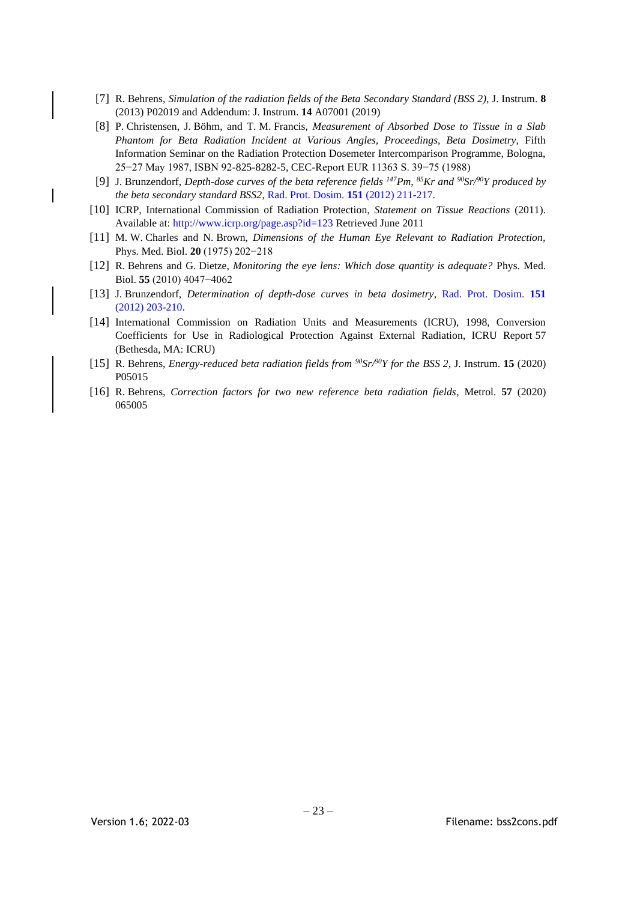[7] R. Behrens, *Simulation of the radiation fields of the Beta Secondary Standard (BSS 2)*, J. Instrum. **8** (2013) P02019 and Addendum: J. Instrum. **14** A07001 (2019)

[8] P. Christensen, J. Böhm, and T. M. Francis, *Measurement of Absorbed Dose to Tissue in a Slab Phantom for Beta Radiation Incident at Various Angles, Proceedings, Beta Dosimetry,* Fifth Information Seminar on the Radiation Protection Dosemeter Intercomparison Programme, Bologna, 25−27 May 1987, ISBN 92-825-8282-5, CEC-Report EUR 11363 S. 39−75 (1988)

[9] J. Brunzendorf, *Depth-dose curves of the beta reference fields $^{147}$Pm, $^{85}$Kr and $^{90}$Sr/$^{90}$Y produced by the beta secondary standard BSS2*, Rad. Prot. Dosim. **151** (2012) 211-217.

[10] ICRP, International Commission of Radiation Protection, *Statement on Tissue Reactions* (2011). Available at: http://www.icrp.org/page.asp?id=123 Retrieved June 2011

[11] M. W. Charles and N. Brown, *Dimensions of the Human Eye Relevant to Radiation Protection*, Phys. Med. Biol. **20** (1975) 202−218

[12] R. Behrens and G. Dietze, *Monitoring the eye lens: Which dose quantity is adequate?* Phys. Med. Biol. **55** (2010) 4047−4062

[13] J. Brunzendorf, *Determination of depth-dose curves in beta dosimetry*, Rad. Prot. Dosim. **151** (2012) 203-210.

[14] International Commission on Radiation Units and Measurements (ICRU), 1998, Conversion Coefficients for Use in Radiological Protection Against External Radiation, ICRU Report 57 (Bethesda, MA: ICRU)

[15] R. Behrens, *Energy-reduced beta radiation fields from $^{90}$Sr/$^{90}$Y for the BSS 2*, J. Instrum. **15** (2020) P05015

[16] R. Behrens, *Correction factors for two new reference beta radiation fields*, Metrol. **57** (2020) 065005